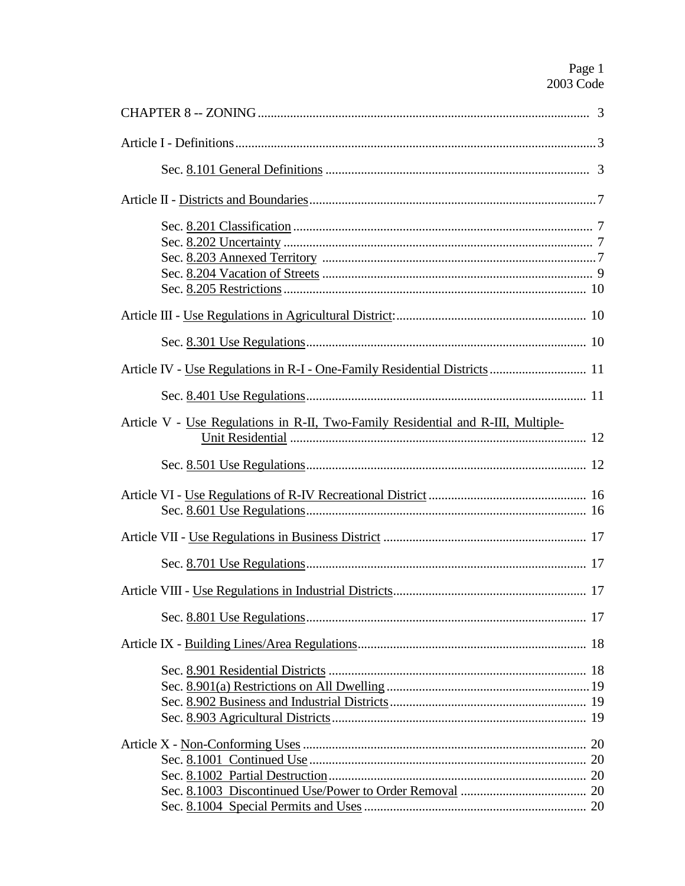CHAPTER 8 -- ZONING .................................................................................................... 3

Article I - Definitions ................................................................................................. 3

Sec. 8.101 General Definitions ................................................................................ 3

Article II - Districts and Boundaries ........................................................................... 7

Sec. 8.201 Classification ........................................................................................... 7
Sec. 8.202 Uncertainty ............................................................................................. 7
Sec. 8.203 Annexed Territory .................................................................................. 7
Sec. 8.204 Vacation of Streets ................................................................................. 9
Sec. 8.205 Restrictions ............................................................................................ 10

Article III - Use Regulations in Agricultural District: ................................................. 10

Sec. 8.301 Use Regulations ..................................................................................... 10

Article IV - Use Regulations in R-I - One-Family Residential Districts ....................... 11

Sec. 8.401 Use Regulations ..................................................................................... 11

Article V - Use Regulations in R-II, Two-Family Residential and R-III, Multiple-Unit Residential ........................................................................................................... 12

Sec. 8.501 Use Regulations ..................................................................................... 12

Article VI - Use Regulations of R-IV Recreational District .......................................... 16
Sec. 8.601 Use Regulations ..................................................................................... 16

Article VII - Use Regulations in Business District ...................................................... 17

Sec. 8.701 Use Regulations ..................................................................................... 17

Article VIII - Use Regulations in Industrial Districts ................................................... 17

Sec. 8.801 Use Regulations ..................................................................................... 17

Article IX - Building Lines/Area Regulations ............................................................... 18

Sec. 8.901 Residential Districts ............................................................................... 18
Sec. 8.901(a) Restrictions on All Dwelling ............................................................... 19
Sec. 8.902 Business and Industrial Districts ............................................................ 19
Sec. 8.903 Agricultural Districts .............................................................................. 19

Article X - Non-Conforming Uses ............................................................................... 20
Sec. 8.1001 Continued Use ..................................................................................... 20
Sec. 8.1002 Partial Destruction ............................................................................... 20
Sec. 8.1003 Discontinued Use/Power to Order Removal ......................................... 20
Sec. 8.1004 Special Permits and Uses ..................................................................... 20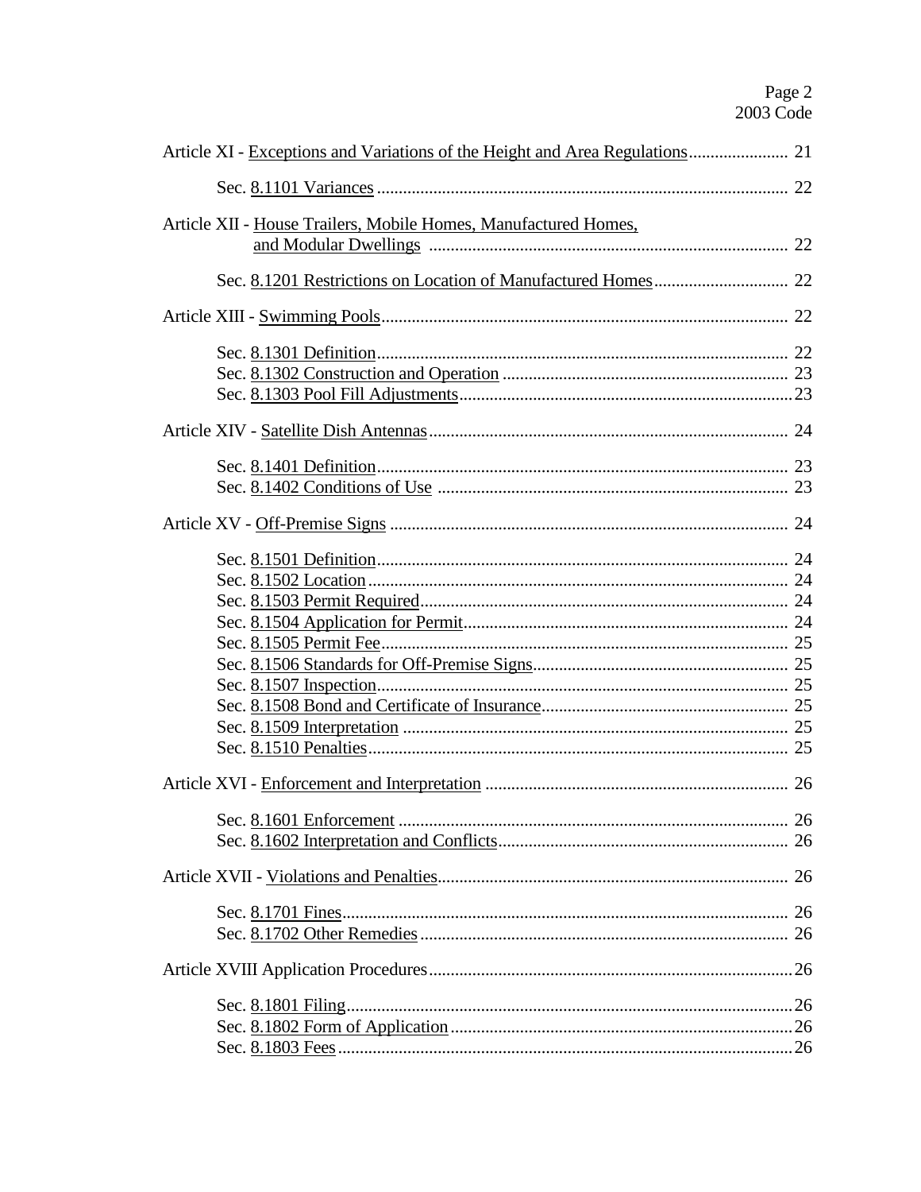Article XI - Exceptions and Variations of the Height and Area Regulations....................... 21

Sec. 8.1101 Variances ............................................................................................ 22

Article XII - House Trailers, Mobile Homes, Manufactured Homes, and Modular Dwellings ................................................................................. 22

Sec. 8.1201 Restrictions on Location of Manufactured Homes............................... 22

Article XIII - Swimming Pools............................................................................................ 22

Sec. 8.1301 Definition............................................................................................. 22
Sec. 8.1302 Construction and Operation ................................................................. 23
Sec. 8.1303 Pool Fill Adjustments...........................................................................23

Article XIV - Satellite Dish Antennas................................................................................. 24

Sec. 8.1401 Definition............................................................................................. 23
Sec. 8.1402 Conditions of Use ................................................................................ 23

Article XV - Off-Premise Signs .......................................................................................... 24

Sec. 8.1501 Definition............................................................................................. 24
Sec. 8.1502 Location ............................................................................................... 24
Sec. 8.1503 Permit Required................................................................................... 24
Sec. 8.1504 Application for Permit.......................................................................... 24
Sec. 8.1505 Permit Fee............................................................................................ 25
Sec. 8.1506 Standards for Off-Premise Signs.......................................................... 25
Sec. 8.1507 Inspection............................................................................................. 25
Sec. 8.1508 Bond and Certificate of Insurance........................................................ 25
Sec. 8.1509 Interpretation ........................................................................................ 25
Sec. 8.1510 Penalties............................................................................................... 25

Article XVI - Enforcement and Interpretation ..................................................................... 26

Sec. 8.1601 Enforcement ......................................................................................... 26
Sec. 8.1602 Interpretation and Conflicts.................................................................. 26

Article XVII - Violations and Penalties............................................................................... 26

Sec. 8.1701 Fines...................................................................................................... 26
Sec. 8.1702 Other Remedies .................................................................................... 26

Article XVIII Application Procedures..................................................................................26

Sec. 8.1801 Filing......................................................................................................26
Sec. 8.1802 Form of Application..............................................................................26
Sec. 8.1803 Fees........................................................................................................26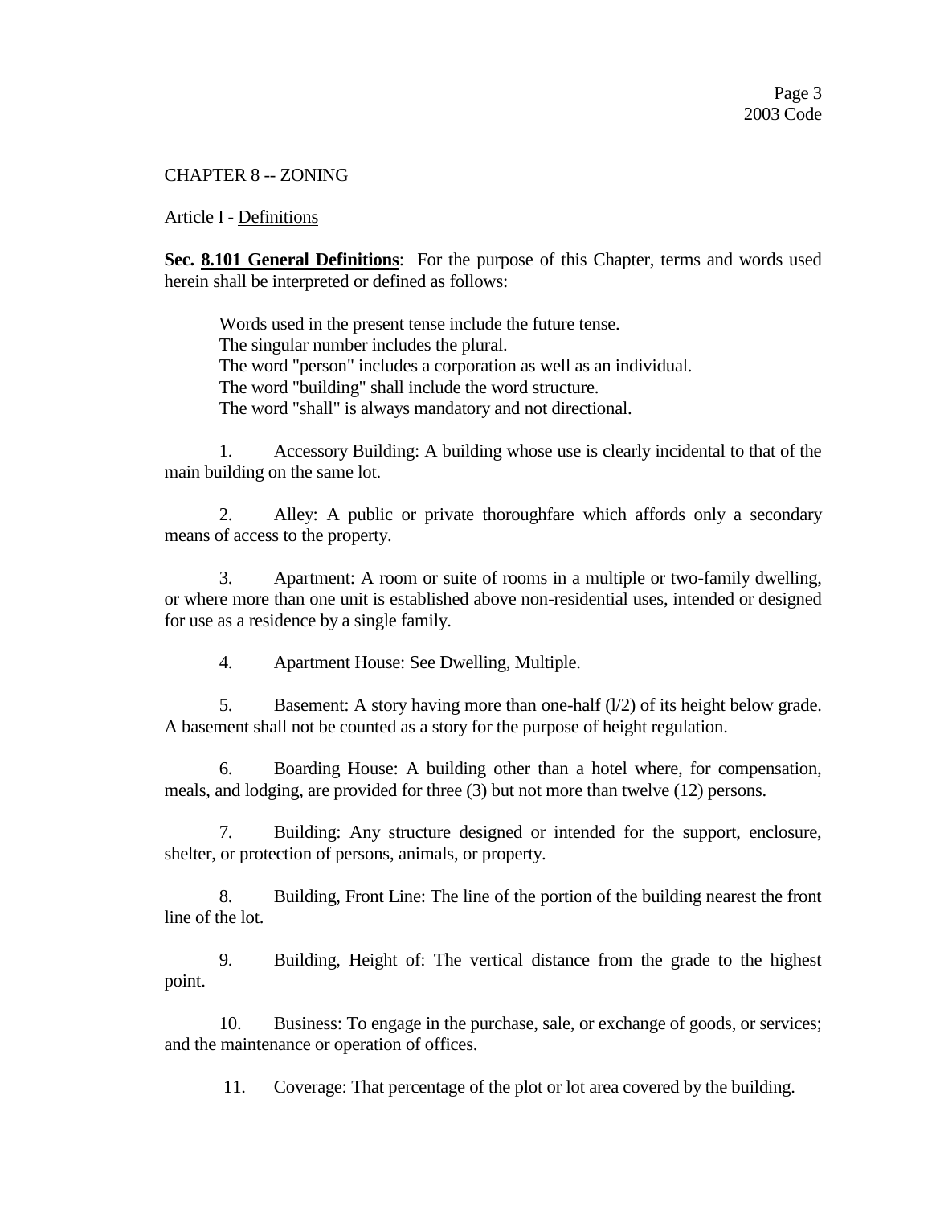CHAPTER 8 -- ZONING

Article I - Definitions

**Sec. 8.101 General Definitions**: For the purpose of this Chapter, terms and words used herein shall be interpreted or defined as follows:

Words used in the present tense include the future tense.
The singular number includes the plural.
The word "person" includes a corporation as well as an individual.
The word "building" shall include the word structure.
The word "shall" is always mandatory and not directional.

1. Accessory Building: A building whose use is clearly incidental to that of the main building on the same lot.

2. Alley: A public or private thoroughfare which affords only a secondary means of access to the property.

3. Apartment: A room or suite of rooms in a multiple or two-family dwelling, or where more than one unit is established above non-residential uses, intended or designed for use as a residence by a single family.

4. Apartment House: See Dwelling, Multiple.

5. Basement: A story having more than one-half (l/2) of its height below grade. A basement shall not be counted as a story for the purpose of height regulation.

6. Boarding House: A building other than a hotel where, for compensation, meals, and lodging, are provided for three (3) but not more than twelve (12) persons.

7. Building: Any structure designed or intended for the support, enclosure, shelter, or protection of persons, animals, or property.

8. Building, Front Line: The line of the portion of the building nearest the front line of the lot.

9. Building, Height of: The vertical distance from the grade to the highest point.

10. Business: To engage in the purchase, sale, or exchange of goods, or services; and the maintenance or operation of offices.

11. Coverage: That percentage of the plot or lot area covered by the building.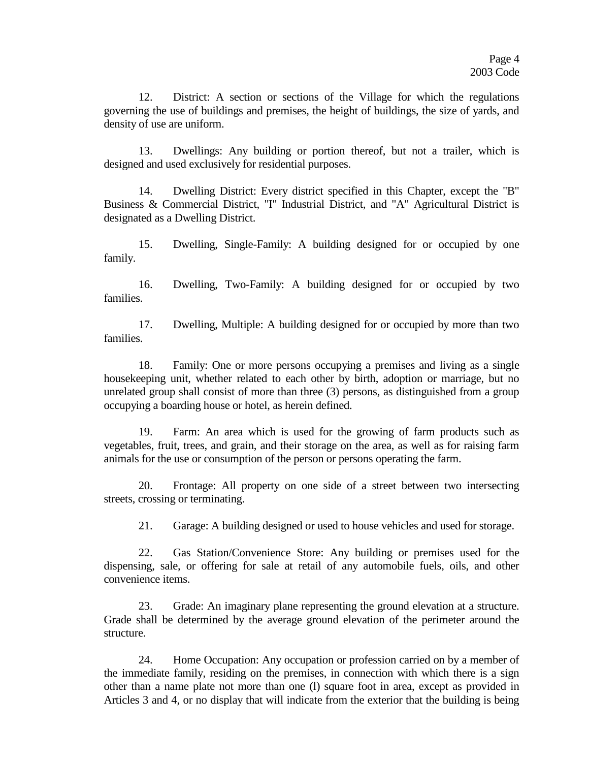12. District: A section or sections of the Village for which the regulations governing the use of buildings and premises, the height of buildings, the size of yards, and density of use are uniform.

13. Dwellings: Any building or portion thereof, but not a trailer, which is designed and used exclusively for residential purposes.

14. Dwelling District: Every district specified in this Chapter, except the "B" Business & Commercial District, "I" Industrial District, and "A" Agricultural District is designated as a Dwelling District.

15. Dwelling, Single-Family: A building designed for or occupied by one family.

16. Dwelling, Two-Family: A building designed for or occupied by two families.

17. Dwelling, Multiple: A building designed for or occupied by more than two families.

18. Family: One or more persons occupying a premises and living as a single housekeeping unit, whether related to each other by birth, adoption or marriage, but no unrelated group shall consist of more than three (3) persons, as distinguished from a group occupying a boarding house or hotel, as herein defined.

19. Farm: An area which is used for the growing of farm products such as vegetables, fruit, trees, and grain, and their storage on the area, as well as for raising farm animals for the use or consumption of the person or persons operating the farm.

20. Frontage: All property on one side of a street between two intersecting streets, crossing or terminating.

21. Garage: A building designed or used to house vehicles and used for storage.

22. Gas Station/Convenience Store: Any building or premises used for the dispensing, sale, or offering for sale at retail of any automobile fuels, oils, and other convenience items.

23. Grade: An imaginary plane representing the ground elevation at a structure. Grade shall be determined by the average ground elevation of the perimeter around the structure.

24. Home Occupation: Any occupation or profession carried on by a member of the immediate family, residing on the premises, in connection with which there is a sign other than a name plate not more than one (l) square foot in area, except as provided in Articles 3 and 4, or no display that will indicate from the exterior that the building is being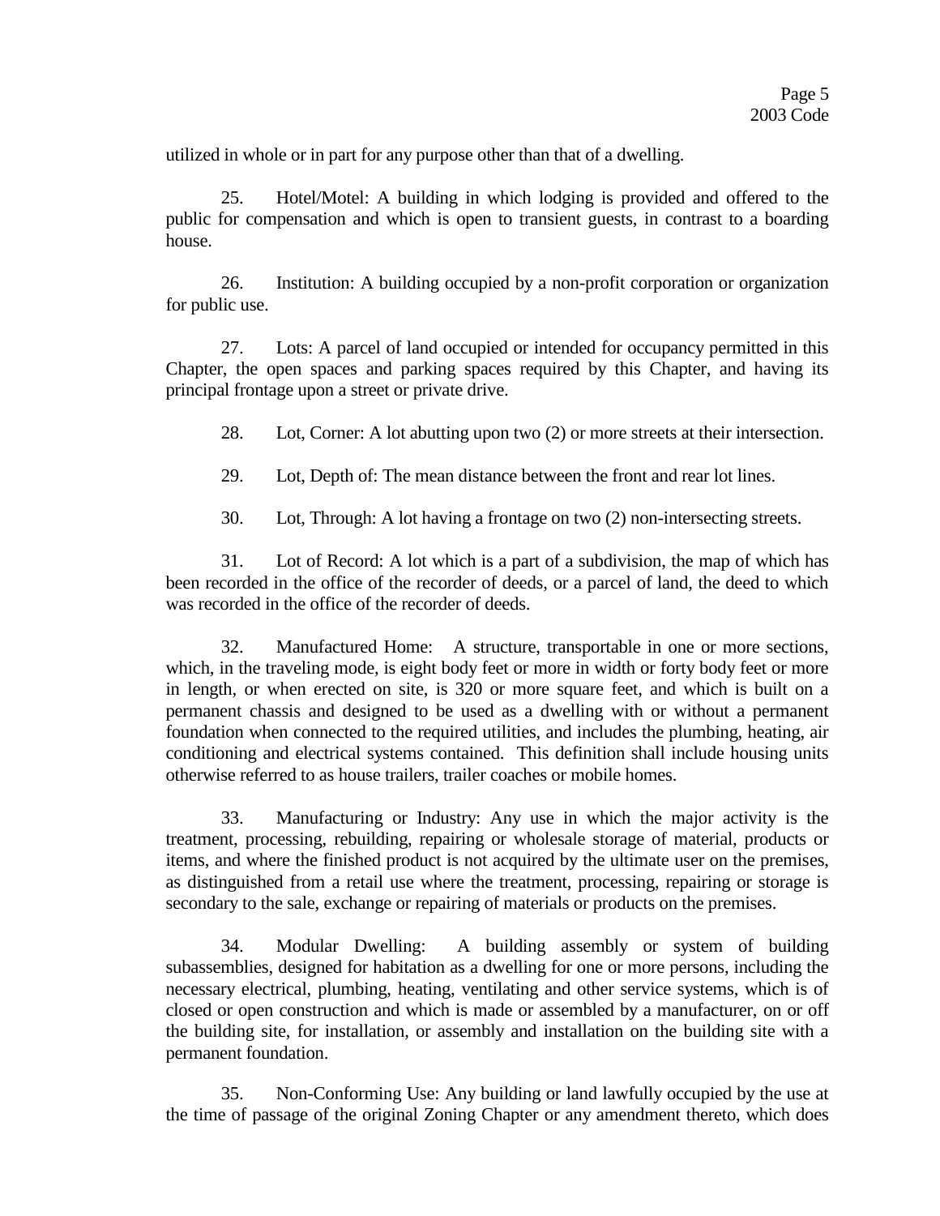utilized in whole or in part for any purpose other than that of a dwelling.

25. Hotel/Motel: A building in which lodging is provided and offered to the public for compensation and which is open to transient guests, in contrast to a boarding house.

26. Institution: A building occupied by a non-profit corporation or organization for public use.

27. Lots: A parcel of land occupied or intended for occupancy permitted in this Chapter, the open spaces and parking spaces required by this Chapter, and having its principal frontage upon a street or private drive.

28. Lot, Corner: A lot abutting upon two (2) or more streets at their intersection.

29. Lot, Depth of: The mean distance between the front and rear lot lines.

30. Lot, Through: A lot having a frontage on two (2) non-intersecting streets.

31. Lot of Record: A lot which is a part of a subdivision, the map of which has been recorded in the office of the recorder of deeds, or a parcel of land, the deed to which was recorded in the office of the recorder of deeds.

32. Manufactured Home: A structure, transportable in one or more sections, which, in the traveling mode, is eight body feet or more in width or forty body feet or more in length, or when erected on site, is 320 or more square feet, and which is built on a permanent chassis and designed to be used as a dwelling with or without a permanent foundation when connected to the required utilities, and includes the plumbing, heating, air conditioning and electrical systems contained. This definition shall include housing units otherwise referred to as house trailers, trailer coaches or mobile homes.

33. Manufacturing or Industry: Any use in which the major activity is the treatment, processing, rebuilding, repairing or wholesale storage of material, products or items, and where the finished product is not acquired by the ultimate user on the premises, as distinguished from a retail use where the treatment, processing, repairing or storage is secondary to the sale, exchange or repairing of materials or products on the premises.

34. Modular Dwelling: A building assembly or system of building subassemblies, designed for habitation as a dwelling for one or more persons, including the necessary electrical, plumbing, heating, ventilating and other service systems, which is of closed or open construction and which is made or assembled by a manufacturer, on or off the building site, for installation, or assembly and installation on the building site with a permanent foundation.

35. Non-Conforming Use: Any building or land lawfully occupied by the use at the time of passage of the original Zoning Chapter or any amendment thereto, which does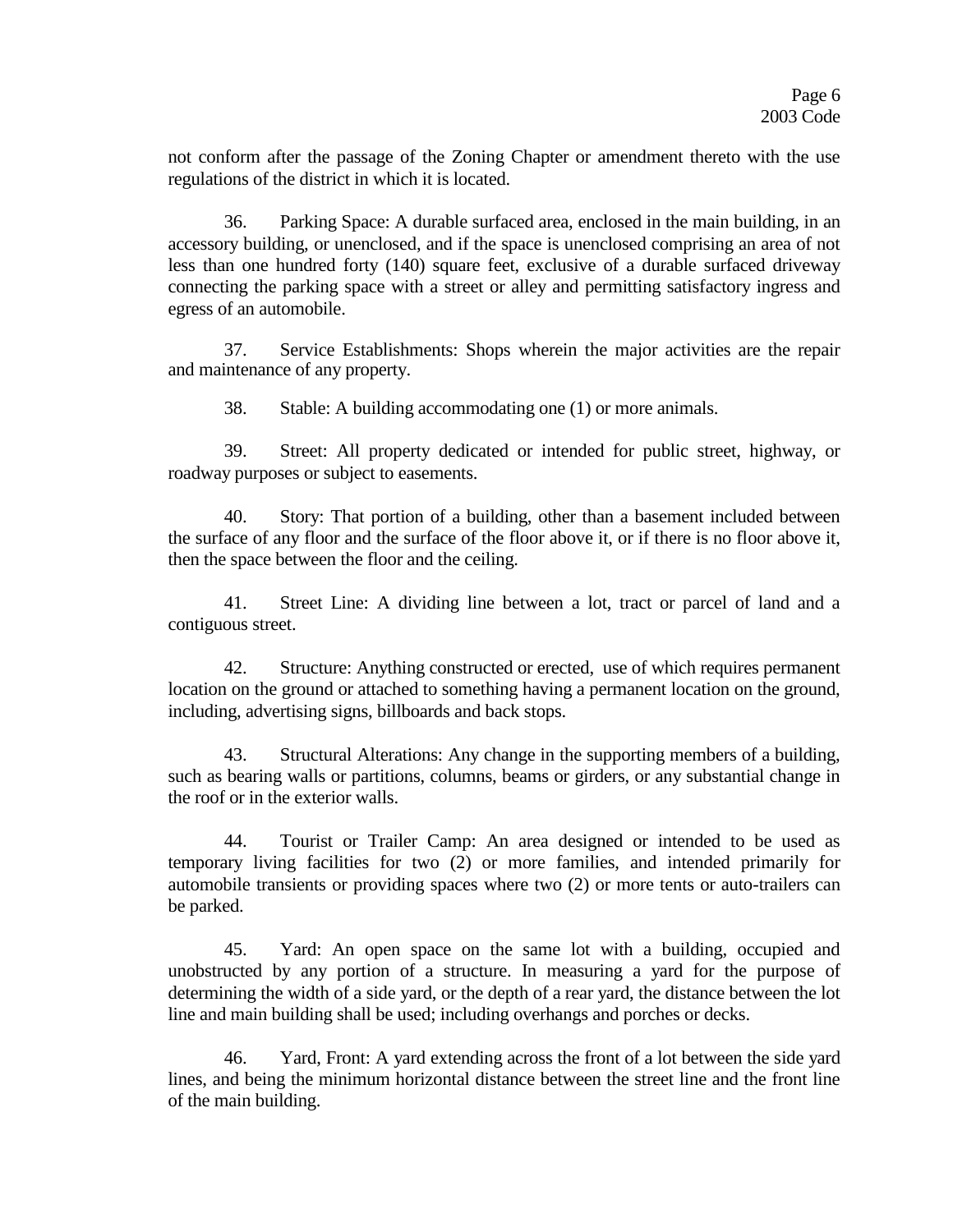not conform after the passage of the Zoning Chapter or amendment thereto with the use regulations of the district in which it is located.

36. Parking Space: A durable surfaced area, enclosed in the main building, in an accessory building, or unenclosed, and if the space is unenclosed comprising an area of not less than one hundred forty (140) square feet, exclusive of a durable surfaced driveway connecting the parking space with a street or alley and permitting satisfactory ingress and egress of an automobile.

37. Service Establishments: Shops wherein the major activities are the repair and maintenance of any property.

38. Stable: A building accommodating one (1) or more animals.

39. Street: All property dedicated or intended for public street, highway, or roadway purposes or subject to easements.

40. Story: That portion of a building, other than a basement included between the surface of any floor and the surface of the floor above it, or if there is no floor above it, then the space between the floor and the ceiling.

41. Street Line: A dividing line between a lot, tract or parcel of land and a contiguous street.

42. Structure: Anything constructed or erected, use of which requires permanent location on the ground or attached to something having a permanent location on the ground, including, advertising signs, billboards and back stops.

43. Structural Alterations: Any change in the supporting members of a building, such as bearing walls or partitions, columns, beams or girders, or any substantial change in the roof or in the exterior walls.

44. Tourist or Trailer Camp: An area designed or intended to be used as temporary living facilities for two (2) or more families, and intended primarily for automobile transients or providing spaces where two (2) or more tents or auto-trailers can be parked.

45. Yard: An open space on the same lot with a building, occupied and unobstructed by any portion of a structure. In measuring a yard for the purpose of determining the width of a side yard, or the depth of a rear yard, the distance between the lot line and main building shall be used; including overhangs and porches or decks.

46. Yard, Front: A yard extending across the front of a lot between the side yard lines, and being the minimum horizontal distance between the street line and the front line of the main building.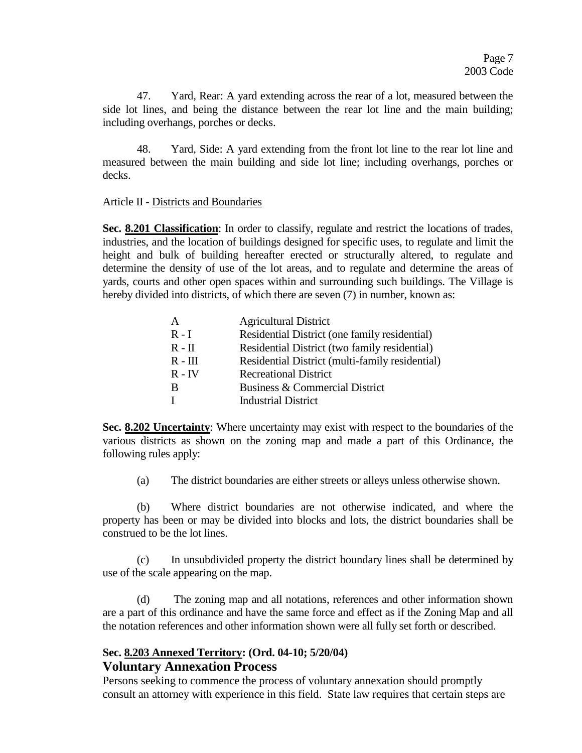47. Yard, Rear: A yard extending across the rear of a lot, measured between the side lot lines, and being the distance between the rear lot line and the main building; including overhangs, porches or decks.

48. Yard, Side: A yard extending from the front lot line to the rear lot line and measured between the main building and side lot line; including overhangs, porches or decks.

Article II - Districts and Boundaries

**Sec. 8.201 Classification**: In order to classify, regulate and restrict the locations of trades, industries, and the location of buildings designed for specific uses, to regulate and limit the height and bulk of building hereafter erected or structurally altered, to regulate and determine the density of use of the lot areas, and to regulate and determine the areas of yards, courts and other open spaces within and surrounding such buildings. The Village is hereby divided into districts, of which there are seven (7) in number, known as:

| | |
|---|---|
| A | Agricultural District |
| R - I | Residential District (one family residential) |
| R - II | Residential District (two family residential) |
| R - III | Residential District (multi-family residential) |
| R - IV | Recreational District |
| B | Business & Commercial District |
| I | Industrial District |

**Sec. 8.202 Uncertainty**: Where uncertainty may exist with respect to the boundaries of the various districts as shown on the zoning map and made a part of this Ordinance, the following rules apply:

(a) The district boundaries are either streets or alleys unless otherwise shown.

(b) Where district boundaries are not otherwise indicated, and where the property has been or may be divided into blocks and lots, the district boundaries shall be construed to be the lot lines.

(c) In unsubdivided property the district boundary lines shall be determined by use of the scale appearing on the map.

(d) The zoning map and all notations, references and other information shown are a part of this ordinance and have the same force and effect as if the Zoning Map and all the notation references and other information shown were all fully set forth or described.

**Sec. 8.203 Annexed Territory: (Ord. 04-10; 5/20/04)**

## Voluntary Annexation Process

Persons seeking to commence the process of voluntary annexation should promptly consult an attorney with experience in this field. State law requires that certain steps are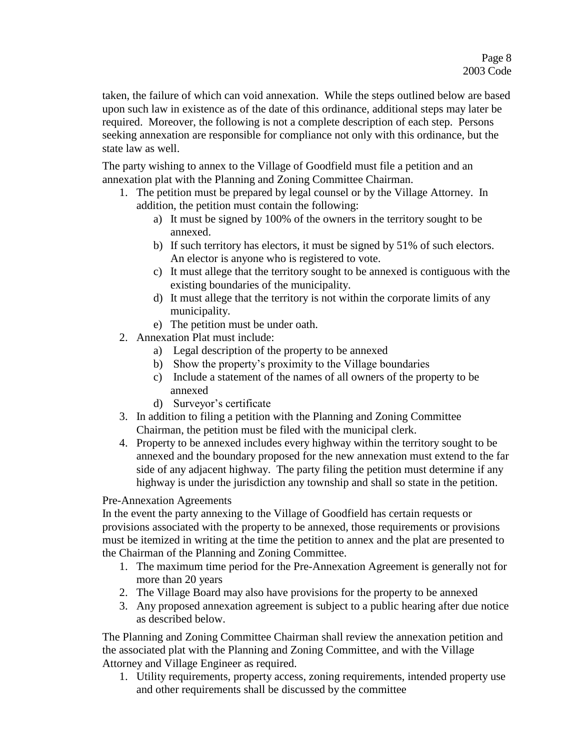taken, the failure of which can void annexation. While the steps outlined below are based upon such law in existence as of the date of this ordinance, additional steps may later be required. Moreover, the following is not a complete description of each step. Persons seeking annexation are responsible for compliance not only with this ordinance, but the state law as well.

The party wishing to annex to the Village of Goodfield must file a petition and an annexation plat with the Planning and Zoning Committee Chairman.

1. The petition must be prepared by legal counsel or by the Village Attorney. In addition, the petition must contain the following:
   a) It must be signed by 100% of the owners in the territory sought to be annexed.
   b) If such territory has electors, it must be signed by 51% of such electors. An elector is anyone who is registered to vote.
   c) It must allege that the territory sought to be annexed is contiguous with the existing boundaries of the municipality.
   d) It must allege that the territory is not within the corporate limits of any municipality.
   e) The petition must be under oath.
2. Annexation Plat must include:
   a) Legal description of the property to be annexed
   b) Show the property's proximity to the Village boundaries
   c) Include a statement of the names of all owners of the property to be annexed
   d) Surveyor's certificate
3. In addition to filing a petition with the Planning and Zoning Committee Chairman, the petition must be filed with the municipal clerk.
4. Property to be annexed includes every highway within the territory sought to be annexed and the boundary proposed for the new annexation must extend to the far side of any adjacent highway. The party filing the petition must determine if any highway is under the jurisdiction any township and shall so state in the petition.

Pre-Annexation Agreements

In the event the party annexing to the Village of Goodfield has certain requests or provisions associated with the property to be annexed, those requirements or provisions must be itemized in writing at the time the petition to annex and the plat are presented to the Chairman of the Planning and Zoning Committee.

1. The maximum time period for the Pre-Annexation Agreement is generally not for more than 20 years
2. The Village Board may also have provisions for the property to be annexed
3. Any proposed annexation agreement is subject to a public hearing after due notice as described below.

The Planning and Zoning Committee Chairman shall review the annexation petition and the associated plat with the Planning and Zoning Committee, and with the Village Attorney and Village Engineer as required.

1. Utility requirements, property access, zoning requirements, intended property use and other requirements shall be discussed by the committee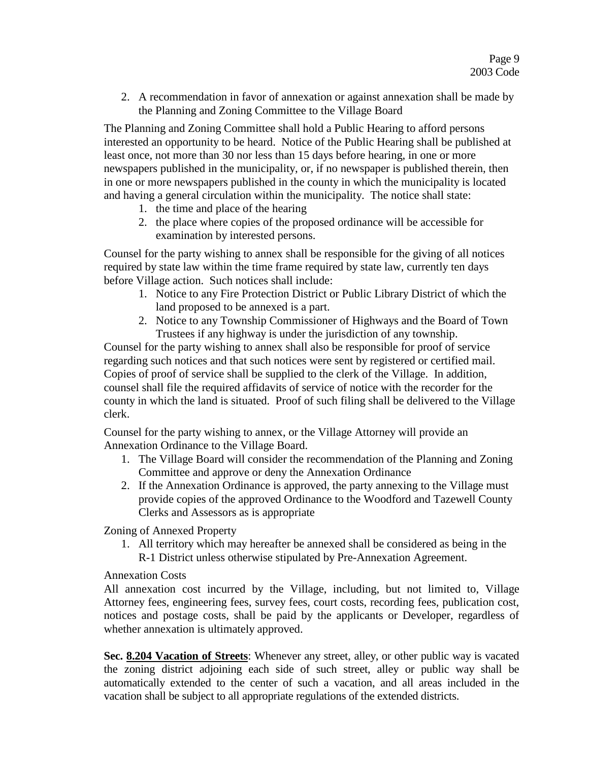2. A recommendation in favor of annexation or against annexation shall be made by the Planning and Zoning Committee to the Village Board

The Planning and Zoning Committee shall hold a Public Hearing to afford persons interested an opportunity to be heard. Notice of the Public Hearing shall be published at least once, not more than 30 nor less than 15 days before hearing, in one or more newspapers published in the municipality, or, if no newspaper is published therein, then in one or more newspapers published in the county in which the municipality is located and having a general circulation within the municipality. The notice shall state:

1. the time and place of the hearing
2. the place where copies of the proposed ordinance will be accessible for examination by interested persons.

Counsel for the party wishing to annex shall be responsible for the giving of all notices required by state law within the time frame required by state law, currently ten days before Village action. Such notices shall include:

1. Notice to any Fire Protection District or Public Library District of which the land proposed to be annexed is a part.
2. Notice to any Township Commissioner of Highways and the Board of Town Trustees if any highway is under the jurisdiction of any township.

Counsel for the party wishing to annex shall also be responsible for proof of service regarding such notices and that such notices were sent by registered or certified mail. Copies of proof of service shall be supplied to the clerk of the Village. In addition, counsel shall file the required affidavits of service of notice with the recorder for the county in which the land is situated. Proof of such filing shall be delivered to the Village clerk.

Counsel for the party wishing to annex, or the Village Attorney will provide an Annexation Ordinance to the Village Board.

1. The Village Board will consider the recommendation of the Planning and Zoning Committee and approve or deny the Annexation Ordinance
2. If the Annexation Ordinance is approved, the party annexing to the Village must provide copies of the approved Ordinance to the Woodford and Tazewell County Clerks and Assessors as is appropriate

Zoning of Annexed Property

1. All territory which may hereafter be annexed shall be considered as being in the R-1 District unless otherwise stipulated by Pre-Annexation Agreement.

Annexation Costs

All annexation cost incurred by the Village, including, but not limited to, Village Attorney fees, engineering fees, survey fees, court costs, recording fees, publication cost, notices and postage costs, shall be paid by the applicants or Developer, regardless of whether annexation is ultimately approved.

**Sec. <u>8.204 Vacation of Streets</u>**: Whenever any street, alley, or other public way is vacated the zoning district adjoining each side of such street, alley or public way shall be automatically extended to the center of such a vacation, and all areas included in the vacation shall be subject to all appropriate regulations of the extended districts.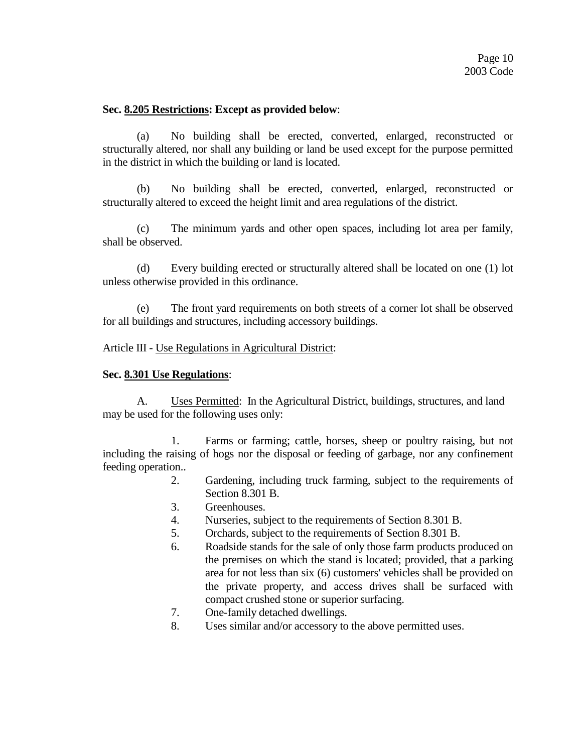**Sec. 8.205 Restrictions: Except as provided below**:

(a) No building shall be erected, converted, enlarged, reconstructed or structurally altered, nor shall any building or land be used except for the purpose permitted in the district in which the building or land is located.

(b) No building shall be erected, converted, enlarged, reconstructed or structurally altered to exceed the height limit and area regulations of the district.

(c) The minimum yards and other open spaces, including lot area per family, shall be observed.

(d) Every building erected or structurally altered shall be located on one (1) lot unless otherwise provided in this ordinance.

(e) The front yard requirements on both streets of a corner lot shall be observed for all buildings and structures, including accessory buildings.

Article III - Use Regulations in Agricultural District:

**Sec. 8.301 Use Regulations**:

A. Uses Permitted: In the Agricultural District, buildings, structures, and land may be used for the following uses only:

1. Farms or farming; cattle, horses, sheep or poultry raising, but not including the raising of hogs nor the disposal or feeding of garbage, nor any confinement feeding operation..
2. Gardening, including truck farming, subject to the requirements of Section 8.301 B.
3. Greenhouses.
4. Nurseries, subject to the requirements of Section 8.301 B.
5. Orchards, subject to the requirements of Section 8.301 B.
6. Roadside stands for the sale of only those farm products produced on the premises on which the stand is located; provided, that a parking area for not less than six (6) customers' vehicles shall be provided on the private property, and access drives shall be surfaced with compact crushed stone or superior surfacing.
7. One-family detached dwellings.
8. Uses similar and/or accessory to the above permitted uses.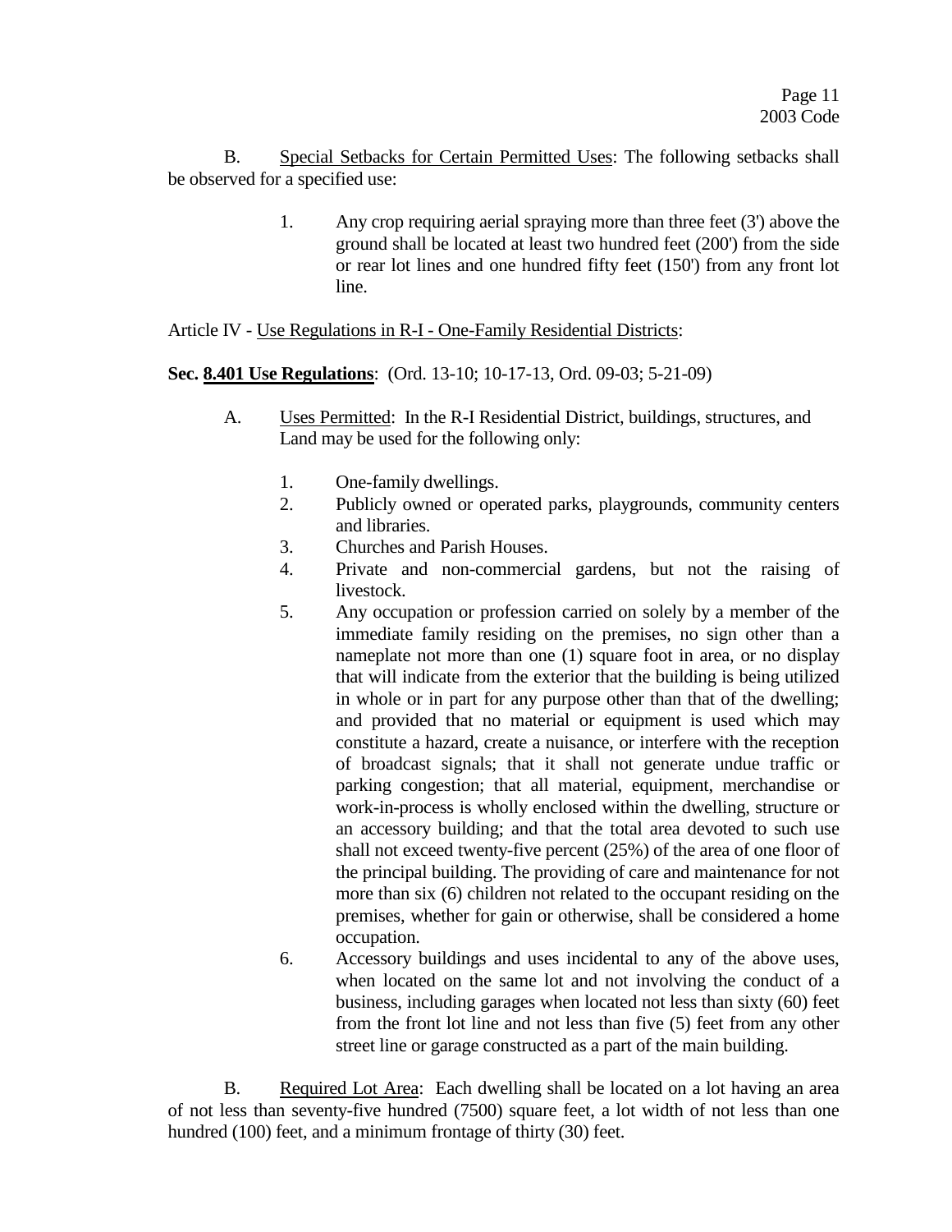B. Special Setbacks for Certain Permitted Uses: The following setbacks shall be observed for a specified use:

1. Any crop requiring aerial spraying more than three feet (3') above the ground shall be located at least two hundred feet (200') from the side or rear lot lines and one hundred fifty feet (150') from any front lot line.

Article IV - Use Regulations in R-I - One-Family Residential Districts:

**Sec. 8.401 Use Regulations**: (Ord. 13-10; 10-17-13, Ord. 09-03; 5-21-09)

A. Uses Permitted: In the R-I Residential District, buildings, structures, and Land may be used for the following only:

1. One-family dwellings.
2. Publicly owned or operated parks, playgrounds, community centers and libraries.
3. Churches and Parish Houses.
4. Private and non-commercial gardens, but not the raising of livestock.
5. Any occupation or profession carried on solely by a member of the immediate family residing on the premises, no sign other than a nameplate not more than one (1) square foot in area, or no display that will indicate from the exterior that the building is being utilized in whole or in part for any purpose other than that of the dwelling; and provided that no material or equipment is used which may constitute a hazard, create a nuisance, or interfere with the reception of broadcast signals; that it shall not generate undue traffic or parking congestion; that all material, equipment, merchandise or work-in-process is wholly enclosed within the dwelling, structure or an accessory building; and that the total area devoted to such use shall not exceed twenty-five percent (25%) of the area of one floor of the principal building. The providing of care and maintenance for not more than six (6) children not related to the occupant residing on the premises, whether for gain or otherwise, shall be considered a home occupation.
6. Accessory buildings and uses incidental to any of the above uses, when located on the same lot and not involving the conduct of a business, including garages when located not less than sixty (60) feet from the front lot line and not less than five (5) feet from any other street line or garage constructed as a part of the main building.

B. Required Lot Area: Each dwelling shall be located on a lot having an area of not less than seventy-five hundred (7500) square feet, a lot width of not less than one hundred (100) feet, and a minimum frontage of thirty (30) feet.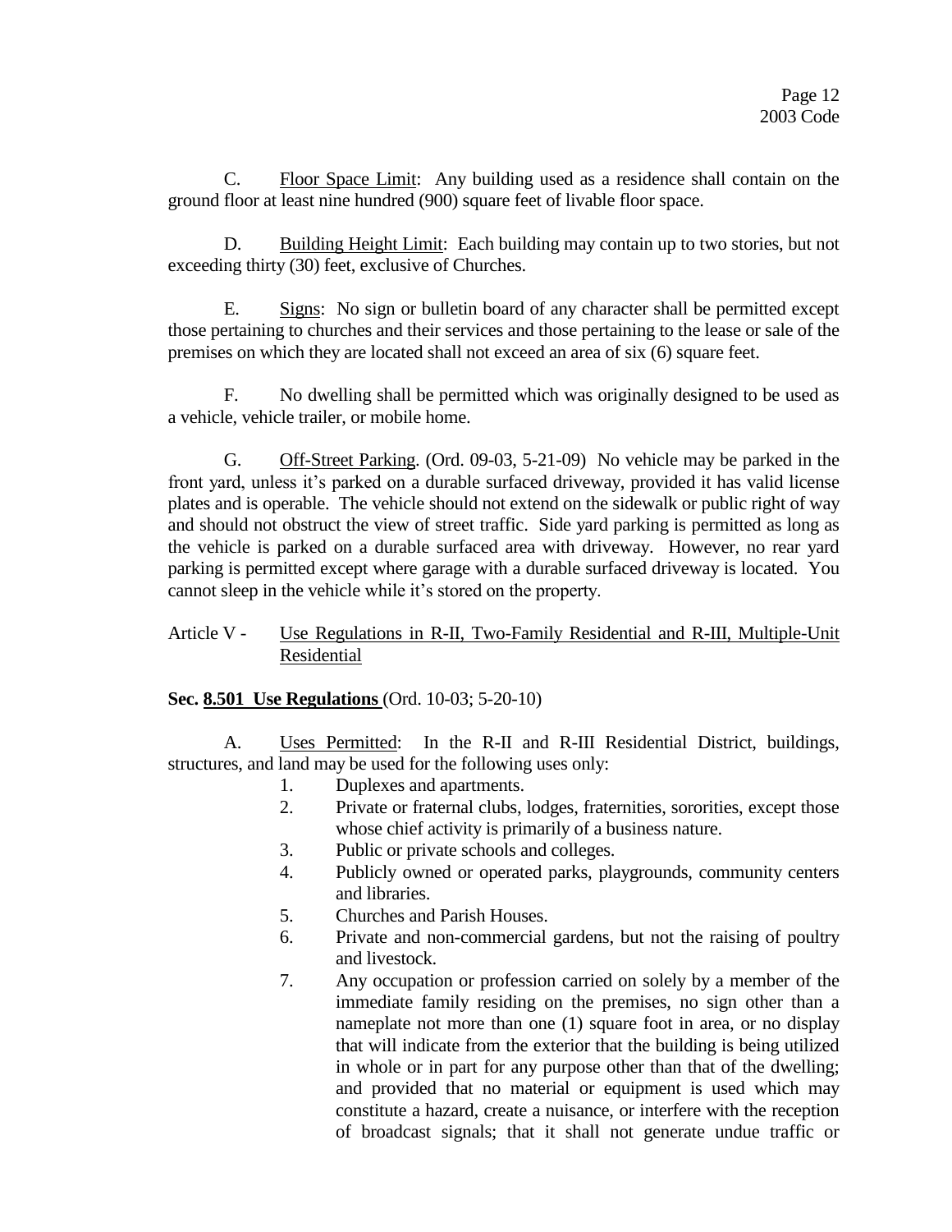C. Floor Space Limit: Any building used as a residence shall contain on the ground floor at least nine hundred (900) square feet of livable floor space.

D. Building Height Limit: Each building may contain up to two stories, but not exceeding thirty (30) feet, exclusive of Churches.

E. Signs: No sign or bulletin board of any character shall be permitted except those pertaining to churches and their services and those pertaining to the lease or sale of the premises on which they are located shall not exceed an area of six (6) square feet.

F. No dwelling shall be permitted which was originally designed to be used as a vehicle, vehicle trailer, or mobile home.

G. Off-Street Parking. (Ord. 09-03, 5-21-09) No vehicle may be parked in the front yard, unless it's parked on a durable surfaced driveway, provided it has valid license plates and is operable. The vehicle should not extend on the sidewalk or public right of way and should not obstruct the view of street traffic. Side yard parking is permitted as long as the vehicle is parked on a durable surfaced area with driveway. However, no rear yard parking is permitted except where garage with a durable surfaced driveway is located. You cannot sleep in the vehicle while it's stored on the property.

## Article V - Use Regulations in R-II, Two-Family Residential and R-III, Multiple-Unit Residential

**Sec. 8.501 Use Regulations** (Ord. 10-03; 5-20-10)

A. Uses Permitted: In the R-II and R-III Residential District, buildings, structures, and land may be used for the following uses only:

1. Duplexes and apartments.
2. Private or fraternal clubs, lodges, fraternities, sororities, except those whose chief activity is primarily of a business nature.
3. Public or private schools and colleges.
4. Publicly owned or operated parks, playgrounds, community centers and libraries.
5. Churches and Parish Houses.
6. Private and non-commercial gardens, but not the raising of poultry and livestock.
7. Any occupation or profession carried on solely by a member of the immediate family residing on the premises, no sign other than a nameplate not more than one (1) square foot in area, or no display that will indicate from the exterior that the building is being utilized in whole or in part for any purpose other than that of the dwelling; and provided that no material or equipment is used which may constitute a hazard, create a nuisance, or interfere with the reception of broadcast signals; that it shall not generate undue traffic or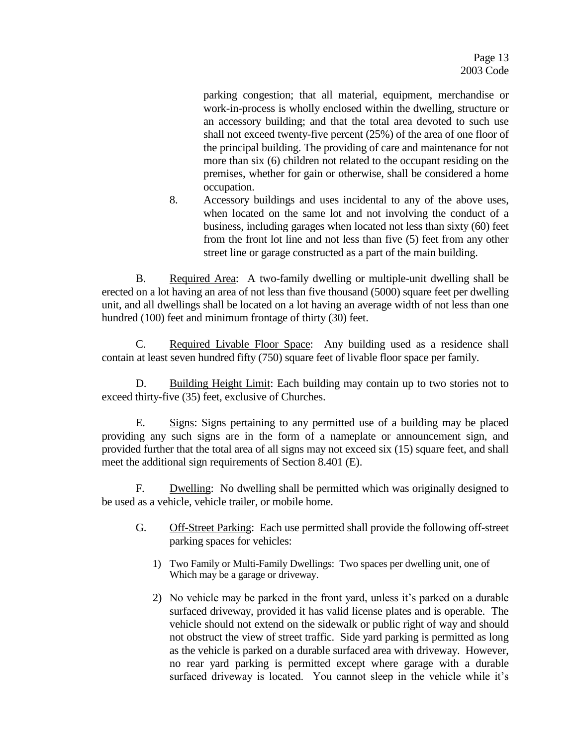parking congestion; that all material, equipment, merchandise or work-in-process is wholly enclosed within the dwelling, structure or an accessory building; and that the total area devoted to such use shall not exceed twenty-five percent (25%) of the area of one floor of the principal building. The providing of care and maintenance for not more than six (6) children not related to the occupant residing on the premises, whether for gain or otherwise, shall be considered a home occupation.

8. Accessory buildings and uses incidental to any of the above uses, when located on the same lot and not involving the conduct of a business, including garages when located not less than sixty (60) feet from the front lot line and not less than five (5) feet from any other street line or garage constructed as a part of the main building.

B. Required Area: A two-family dwelling or multiple-unit dwelling shall be erected on a lot having an area of not less than five thousand (5000) square feet per dwelling unit, and all dwellings shall be located on a lot having an average width of not less than one hundred (100) feet and minimum frontage of thirty (30) feet.

C. Required Livable Floor Space: Any building used as a residence shall contain at least seven hundred fifty (750) square feet of livable floor space per family.

D. Building Height Limit: Each building may contain up to two stories not to exceed thirty-five (35) feet, exclusive of Churches.

E. Signs: Signs pertaining to any permitted use of a building may be placed providing any such signs are in the form of a nameplate or announcement sign, and provided further that the total area of all signs may not exceed six (15) square feet, and shall meet the additional sign requirements of Section 8.401 (E).

F. Dwelling: No dwelling shall be permitted which was originally designed to be used as a vehicle, vehicle trailer, or mobile home.

G. Off-Street Parking: Each use permitted shall provide the following off-street parking spaces for vehicles:

1) Two Family or Multi-Family Dwellings: Two spaces per dwelling unit, one of Which may be a garage or driveway.

2) No vehicle may be parked in the front yard, unless it's parked on a durable surfaced driveway, provided it has valid license plates and is operable. The vehicle should not extend on the sidewalk or public right of way and should not obstruct the view of street traffic. Side yard parking is permitted as long as the vehicle is parked on a durable surfaced area with driveway. However, no rear yard parking is permitted except where garage with a durable surfaced driveway is located. You cannot sleep in the vehicle while it's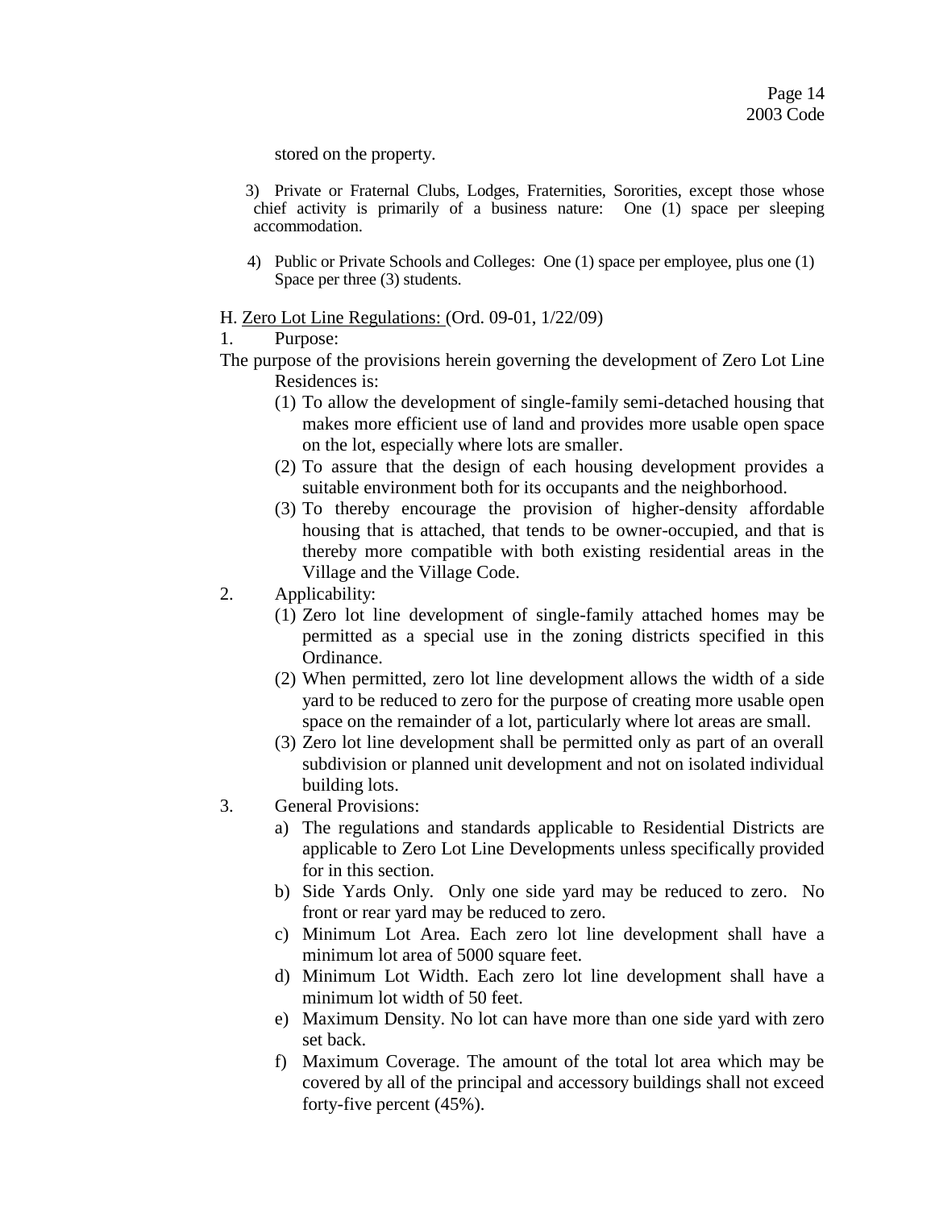stored on the property.

3) Private or Fraternal Clubs, Lodges, Fraternities, Sororities, except those whose chief activity is primarily of a business nature: One (1) space per sleeping accommodation.

4) Public or Private Schools and Colleges: One (1) space per employee, plus one (1) Space per three (3) students.

H. Zero Lot Line Regulations: (Ord. 09-01, 1/22/09)

1. Purpose:

The purpose of the provisions herein governing the development of Zero Lot Line Residences is:

(1) To allow the development of single-family semi-detached housing that makes more efficient use of land and provides more usable open space on the lot, especially where lots are smaller.

(2) To assure that the design of each housing development provides a suitable environment both for its occupants and the neighborhood.

(3) To thereby encourage the provision of higher-density affordable housing that is attached, that tends to be owner-occupied, and that is thereby more compatible with both existing residential areas in the Village and the Village Code.

2. Applicability:

(1) Zero lot line development of single-family attached homes may be permitted as a special use in the zoning districts specified in this Ordinance.

(2) When permitted, zero lot line development allows the width of a side yard to be reduced to zero for the purpose of creating more usable open space on the remainder of a lot, particularly where lot areas are small.

(3) Zero lot line development shall be permitted only as part of an overall subdivision or planned unit development and not on isolated individual building lots.

3. General Provisions:

a) The regulations and standards applicable to Residential Districts are applicable to Zero Lot Line Developments unless specifically provided for in this section.

b) Side Yards Only. Only one side yard may be reduced to zero. No front or rear yard may be reduced to zero.

c) Minimum Lot Area. Each zero lot line development shall have a minimum lot area of 5000 square feet.

d) Minimum Lot Width. Each zero lot line development shall have a minimum lot width of 50 feet.

e) Maximum Density. No lot can have more than one side yard with zero set back.

f) Maximum Coverage. The amount of the total lot area which may be covered by all of the principal and accessory buildings shall not exceed forty-five percent (45%).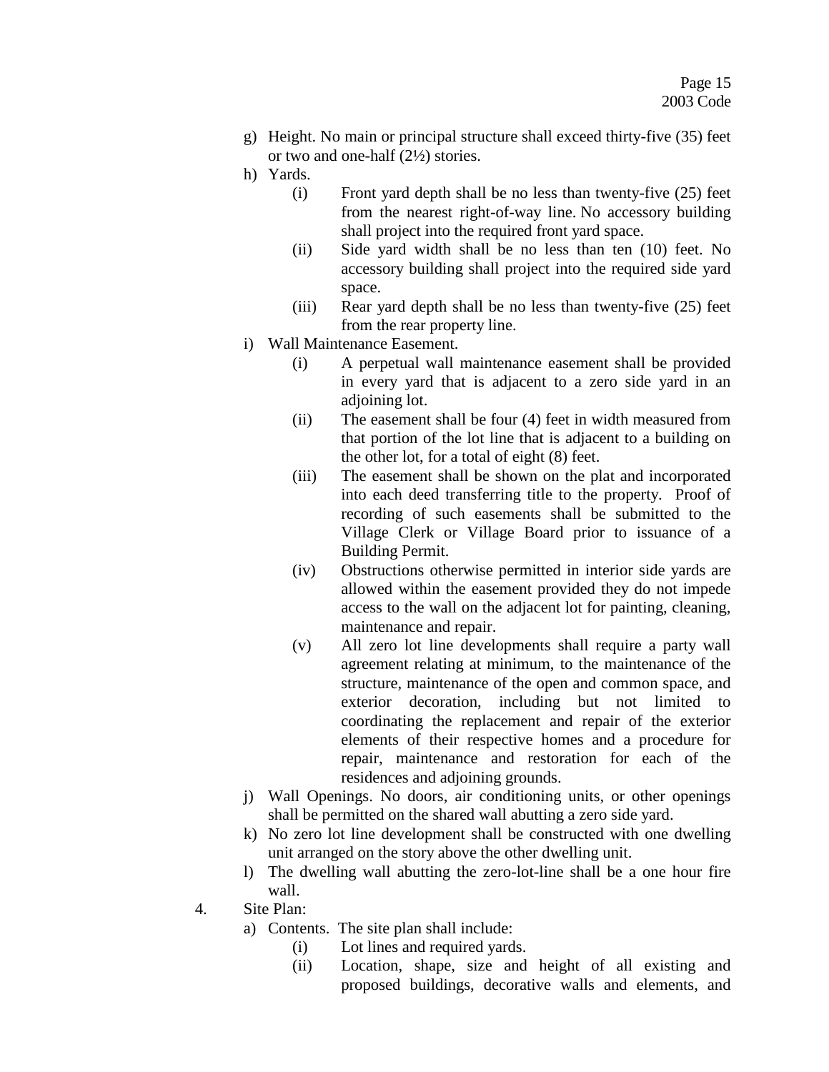g) Height. No main or principal structure shall exceed thirty-five (35) feet or two and one-half (2½) stories.

h) Yards.
   - (i) Front yard depth shall be no less than twenty-five (25) feet from the nearest right-of-way line. No accessory building shall project into the required front yard space.
   - (ii) Side yard width shall be no less than ten (10) feet. No accessory building shall project into the required side yard space.
   - (iii) Rear yard depth shall be no less than twenty-five (25) feet from the rear property line.

i) Wall Maintenance Easement.
   - (i) A perpetual wall maintenance easement shall be provided in every yard that is adjacent to a zero side yard in an adjoining lot.
   - (ii) The easement shall be four (4) feet in width measured from that portion of the lot line that is adjacent to a building on the other lot, for a total of eight (8) feet.
   - (iii) The easement shall be shown on the plat and incorporated into each deed transferring title to the property. Proof of recording of such easements shall be submitted to the Village Clerk or Village Board prior to issuance of a Building Permit.
   - (iv) Obstructions otherwise permitted in interior side yards are allowed within the easement provided they do not impede access to the wall on the adjacent lot for painting, cleaning, maintenance and repair.
   - (v) All zero lot line developments shall require a party wall agreement relating at minimum, to the maintenance of the structure, maintenance of the open and common space, and exterior decoration, including but not limited to coordinating the replacement and repair of the exterior elements of their respective homes and a procedure for repair, maintenance and restoration for each of the residences and adjoining grounds.

j) Wall Openings. No doors, air conditioning units, or other openings shall be permitted on the shared wall abutting a zero side yard.

k) No zero lot line development shall be constructed with one dwelling unit arranged on the story above the other dwelling unit.

l) The dwelling wall abutting the zero-lot-line shall be a one hour fire wall.

4. Site Plan:

a) Contents. The site plan shall include:
   - (i) Lot lines and required yards.
   - (ii) Location, shape, size and height of all existing and proposed buildings, decorative walls and elements, and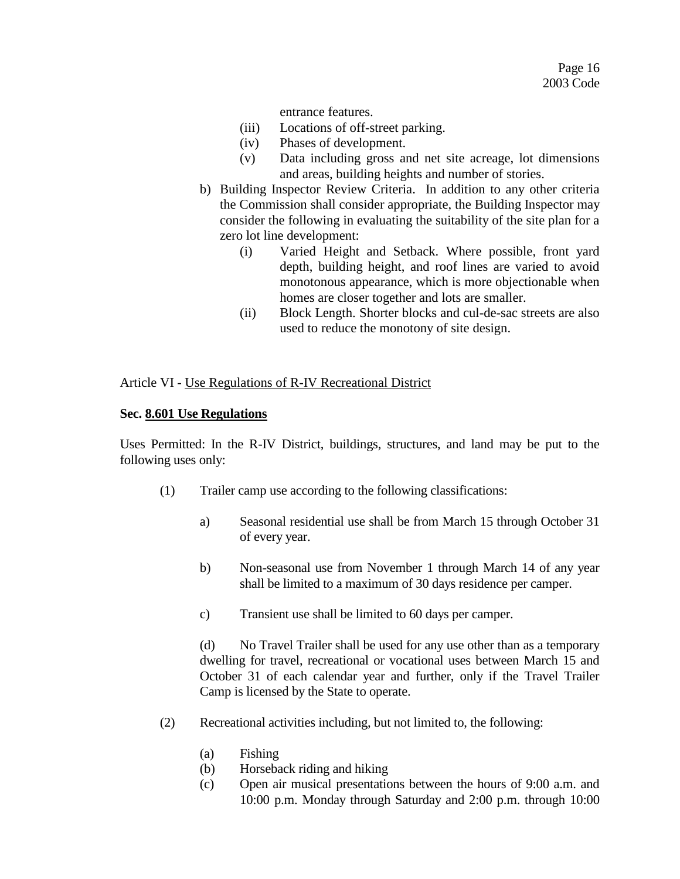entrance features.

(iii) Locations of off-street parking.

(iv) Phases of development.

(v) Data including gross and net site acreage, lot dimensions and areas, building heights and number of stories.

b) Building Inspector Review Criteria. In addition to any other criteria the Commission shall consider appropriate, the Building Inspector may consider the following in evaluating the suitability of the site plan for a zero lot line development:

(i) Varied Height and Setback. Where possible, front yard depth, building height, and roof lines are varied to avoid monotonous appearance, which is more objectionable when homes are closer together and lots are smaller.

(ii) Block Length. Shorter blocks and cul-de-sac streets are also used to reduce the monotony of site design.

Article VI - Use Regulations of R-IV Recreational District

**Sec. 8.601 Use Regulations**

Uses Permitted: In the R-IV District, buildings, structures, and land may be put to the following uses only:

(1) Trailer camp use according to the following classifications:

a) Seasonal residential use shall be from March 15 through October 31 of every year.

b) Non-seasonal use from November 1 through March 14 of any year shall be limited to a maximum of 30 days residence per camper.

c) Transient use shall be limited to 60 days per camper.

(d) No Travel Trailer shall be used for any use other than as a temporary dwelling for travel, recreational or vocational uses between March 15 and October 31 of each calendar year and further, only if the Travel Trailer Camp is licensed by the State to operate.

(2) Recreational activities including, but not limited to, the following:

(a) Fishing

(b) Horseback riding and hiking

(c) Open air musical presentations between the hours of 9:00 a.m. and 10:00 p.m. Monday through Saturday and 2:00 p.m. through 10:00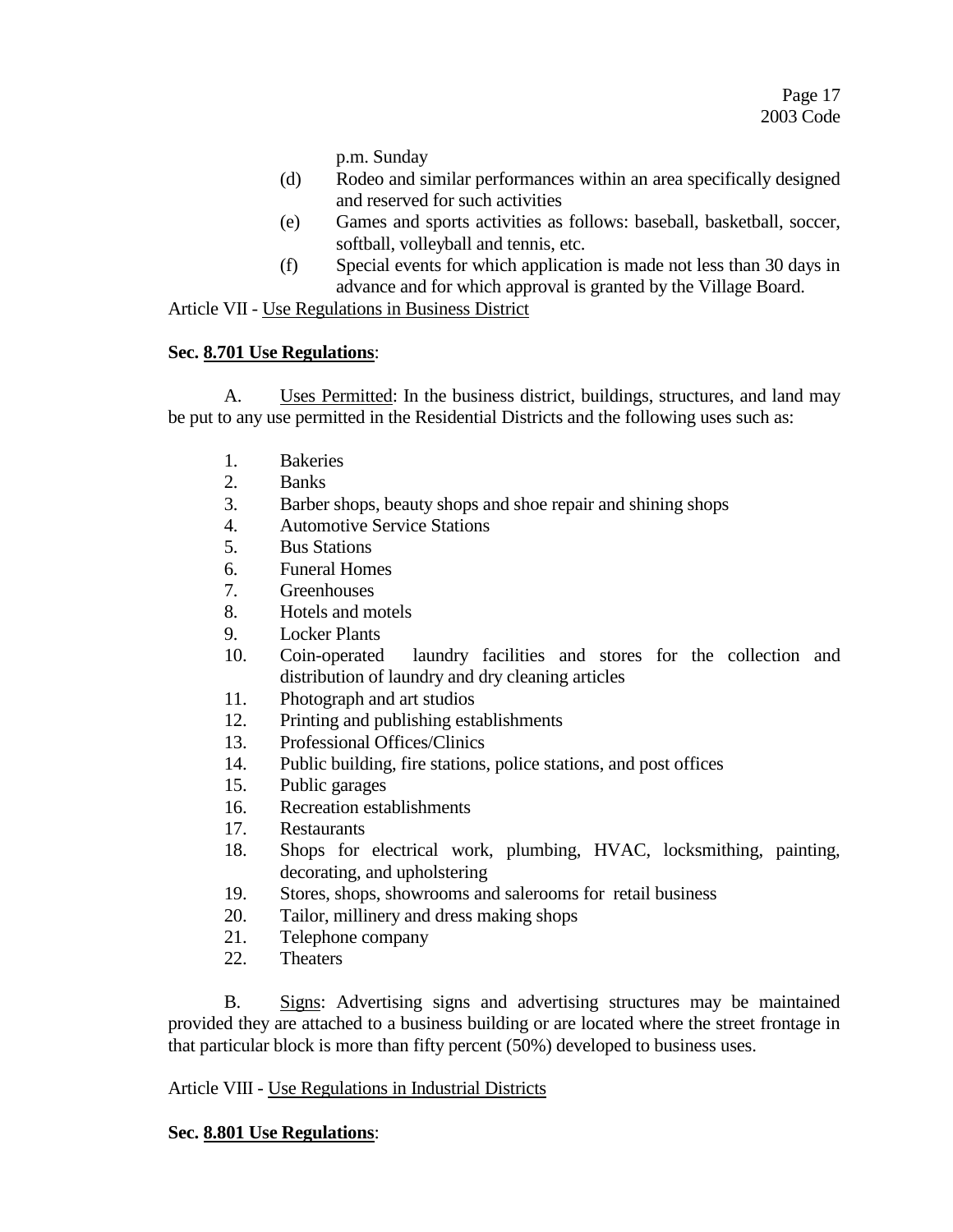p.m. Sunday

(d) Rodeo and similar performances within an area specifically designed and reserved for such activities

(e) Games and sports activities as follows: baseball, basketball, soccer, softball, volleyball and tennis, etc.

(f) Special events for which application is made not less than 30 days in advance and for which approval is granted by the Village Board.

Article VII - Use Regulations in Business District

**Sec. 8.701 Use Regulations**:

A. Uses Permitted: In the business district, buildings, structures, and land may be put to any use permitted in the Residential Districts and the following uses such as:

1. Bakeries
2. Banks
3. Barber shops, beauty shops and shoe repair and shining shops
4. Automotive Service Stations
5. Bus Stations
6. Funeral Homes
7. Greenhouses
8. Hotels and motels
9. Locker Plants
10. Coin-operated laundry facilities and stores for the collection and distribution of laundry and dry cleaning articles
11. Photograph and art studios
12. Printing and publishing establishments
13. Professional Offices/Clinics
14. Public building, fire stations, police stations, and post offices
15. Public garages
16. Recreation establishments
17. Restaurants
18. Shops for electrical work, plumbing, HVAC, locksmithing, painting, decorating, and upholstering
19. Stores, shops, showrooms and salerooms for retail business
20. Tailor, millinery and dress making shops
21. Telephone company
22. Theaters

B. Signs: Advertising signs and advertising structures may be maintained provided they are attached to a business building or are located where the street frontage in that particular block is more than fifty percent (50%) developed to business uses.

Article VIII - Use Regulations in Industrial Districts

**Sec. 8.801 Use Regulations**: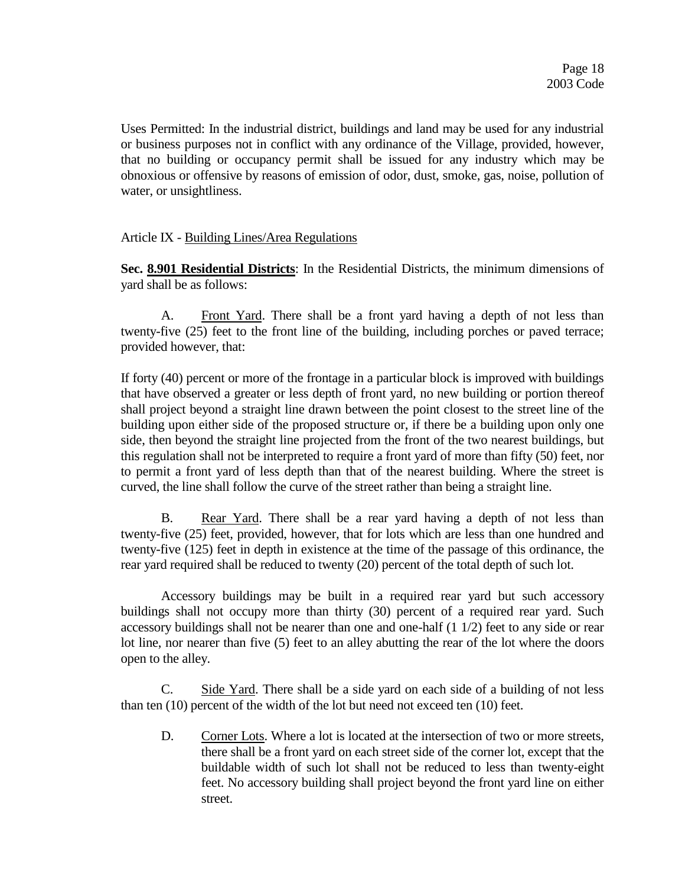Uses Permitted: In the industrial district, buildings and land may be used for any industrial or business purposes not in conflict with any ordinance of the Village, provided, however, that no building or occupancy permit shall be issued for any industry which may be obnoxious or offensive by reasons of emission of odor, dust, smoke, gas, noise, pollution of water, or unsightliness.

## Article IX - Building Lines/Area Regulations

**Sec. 8.901 Residential Districts**: In the Residential Districts, the minimum dimensions of yard shall be as follows:

A. Front Yard. There shall be a front yard having a depth of not less than twenty-five (25) feet to the front line of the building, including porches or paved terrace; provided however, that:

If forty (40) percent or more of the frontage in a particular block is improved with buildings that have observed a greater or less depth of front yard, no new building or portion thereof shall project beyond a straight line drawn between the point closest to the street line of the building upon either side of the proposed structure or, if there be a building upon only one side, then beyond the straight line projected from the front of the two nearest buildings, but this regulation shall not be interpreted to require a front yard of more than fifty (50) feet, nor to permit a front yard of less depth than that of the nearest building. Where the street is curved, the line shall follow the curve of the street rather than being a straight line.

B. Rear Yard. There shall be a rear yard having a depth of not less than twenty-five (25) feet, provided, however, that for lots which are less than one hundred and twenty-five (125) feet in depth in existence at the time of the passage of this ordinance, the rear yard required shall be reduced to twenty (20) percent of the total depth of such lot.

Accessory buildings may be built in a required rear yard but such accessory buildings shall not occupy more than thirty (30) percent of a required rear yard. Such accessory buildings shall not be nearer than one and one-half (1 1/2) feet to any side or rear lot line, nor nearer than five (5) feet to an alley abutting the rear of the lot where the doors open to the alley.

C. Side Yard. There shall be a side yard on each side of a building of not less than ten (10) percent of the width of the lot but need not exceed ten (10) feet.

D. Corner Lots. Where a lot is located at the intersection of two or more streets, there shall be a front yard on each street side of the corner lot, except that the buildable width of such lot shall not be reduced to less than twenty-eight feet. No accessory building shall project beyond the front yard line on either street.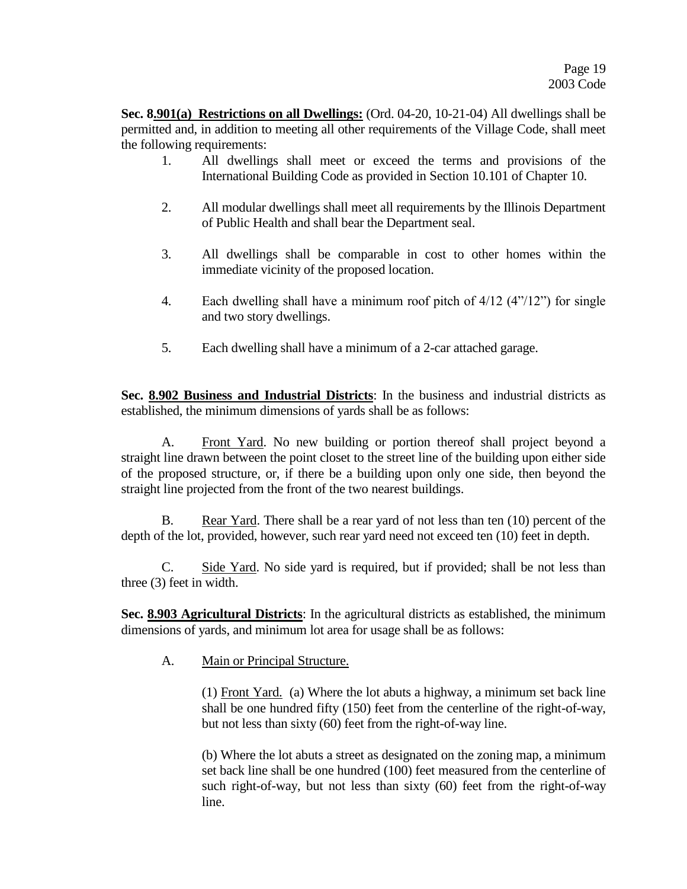**Sec. 8.901(a) Restrictions on all Dwellings:** (Ord. 04-20, 10-21-04) All dwellings shall be permitted and, in addition to meeting all other requirements of the Village Code, shall meet the following requirements:

1. All dwellings shall meet or exceed the terms and provisions of the International Building Code as provided in Section 10.101 of Chapter 10.

2. All modular dwellings shall meet all requirements by the Illinois Department of Public Health and shall bear the Department seal.

3. All dwellings shall be comparable in cost to other homes within the immediate vicinity of the proposed location.

4. Each dwelling shall have a minimum roof pitch of 4/12 (4"/12") for single and two story dwellings.

5. Each dwelling shall have a minimum of a 2-car attached garage.

**Sec. 8.902 Business and Industrial Districts**: In the business and industrial districts as established, the minimum dimensions of yards shall be as follows:

A. Front Yard. No new building or portion thereof shall project beyond a straight line drawn between the point closet to the street line of the building upon either side of the proposed structure, or, if there be a building upon only one side, then beyond the straight line projected from the front of the two nearest buildings.

B. Rear Yard. There shall be a rear yard of not less than ten (10) percent of the depth of the lot, provided, however, such rear yard need not exceed ten (10) feet in depth.

C. Side Yard. No side yard is required, but if provided; shall be not less than three (3) feet in width.

**Sec. 8.903 Agricultural Districts**: In the agricultural districts as established, the minimum dimensions of yards, and minimum lot area for usage shall be as follows:

A. Main or Principal Structure.

(1) Front Yard. (a) Where the lot abuts a highway, a minimum set back line shall be one hundred fifty (150) feet from the centerline of the right-of-way, but not less than sixty (60) feet from the right-of-way line.

(b) Where the lot abuts a street as designated on the zoning map, a minimum set back line shall be one hundred (100) feet measured from the centerline of such right-of-way, but not less than sixty (60) feet from the right-of-way line.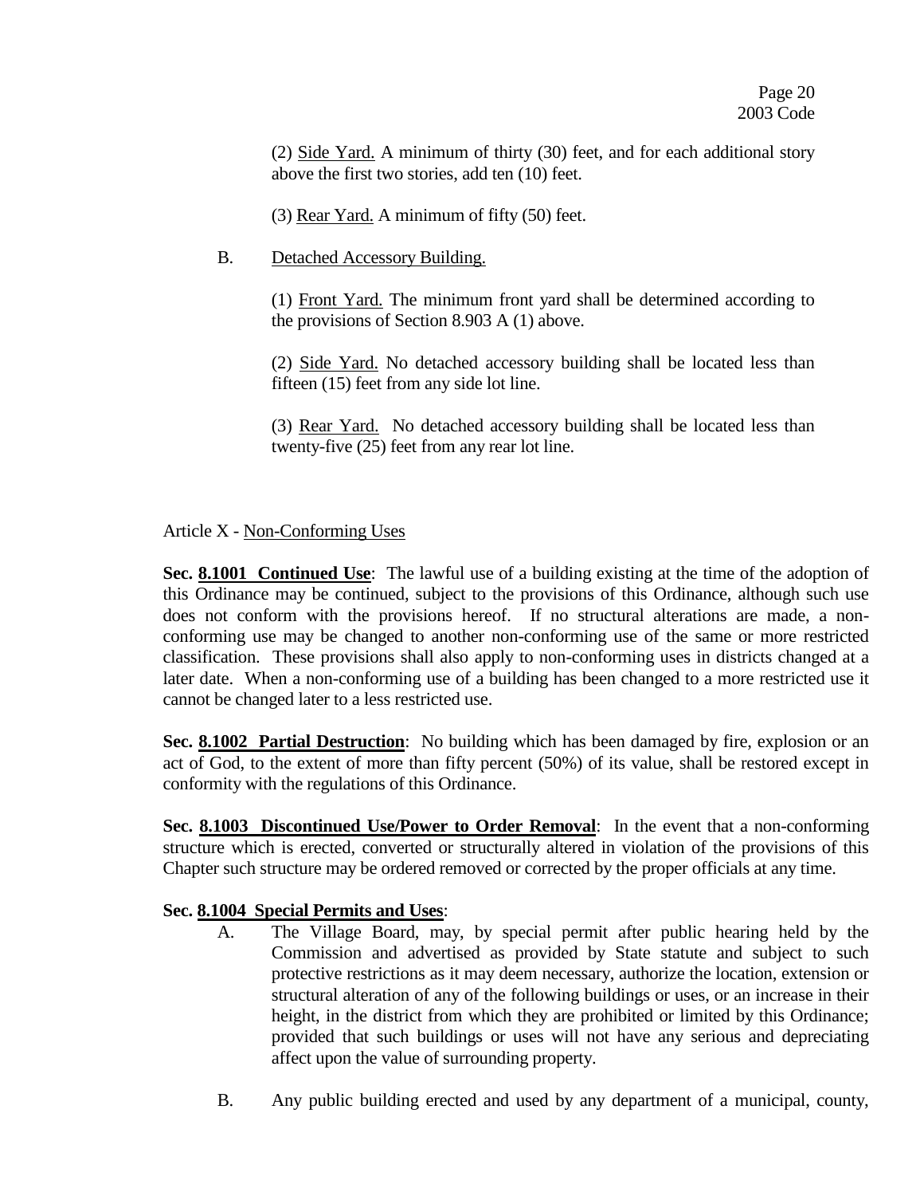(2) Side Yard. A minimum of thirty (30) feet, and for each additional story above the first two stories, add ten (10) feet.

(3) Rear Yard. A minimum of fifty (50) feet.

B. Detached Accessory Building.

(1) Front Yard. The minimum front yard shall be determined according to the provisions of Section 8.903 A (1) above.

(2) Side Yard. No detached accessory building shall be located less than fifteen (15) feet from any side lot line.

(3) Rear Yard. No detached accessory building shall be located less than twenty-five (25) feet from any rear lot line.

## Article X - Non-Conforming Uses

**Sec. 8.1001 Continued Use**: The lawful use of a building existing at the time of the adoption of this Ordinance may be continued, subject to the provisions of this Ordinance, although such use does not conform with the provisions hereof. If no structural alterations are made, a non-conforming use may be changed to another non-conforming use of the same or more restricted classification. These provisions shall also apply to non-conforming uses in districts changed at a later date. When a non-conforming use of a building has been changed to a more restricted use it cannot be changed later to a less restricted use.

**Sec. 8.1002 Partial Destruction**: No building which has been damaged by fire, explosion or an act of God, to the extent of more than fifty percent (50%) of its value, shall be restored except in conformity with the regulations of this Ordinance.

**Sec. 8.1003 Discontinued Use/Power to Order Removal**: In the event that a non-conforming structure which is erected, converted or structurally altered in violation of the provisions of this Chapter such structure may be ordered removed or corrected by the proper officials at any time.

**Sec. 8.1004 Special Permits and Uses**:

A. The Village Board, may, by special permit after public hearing held by the Commission and advertised as provided by State statute and subject to such protective restrictions as it may deem necessary, authorize the location, extension or structural alteration of any of the following buildings or uses, or an increase in their height, in the district from which they are prohibited or limited by this Ordinance; provided that such buildings or uses will not have any serious and depreciating affect upon the value of surrounding property.

B. Any public building erected and used by any department of a municipal, county,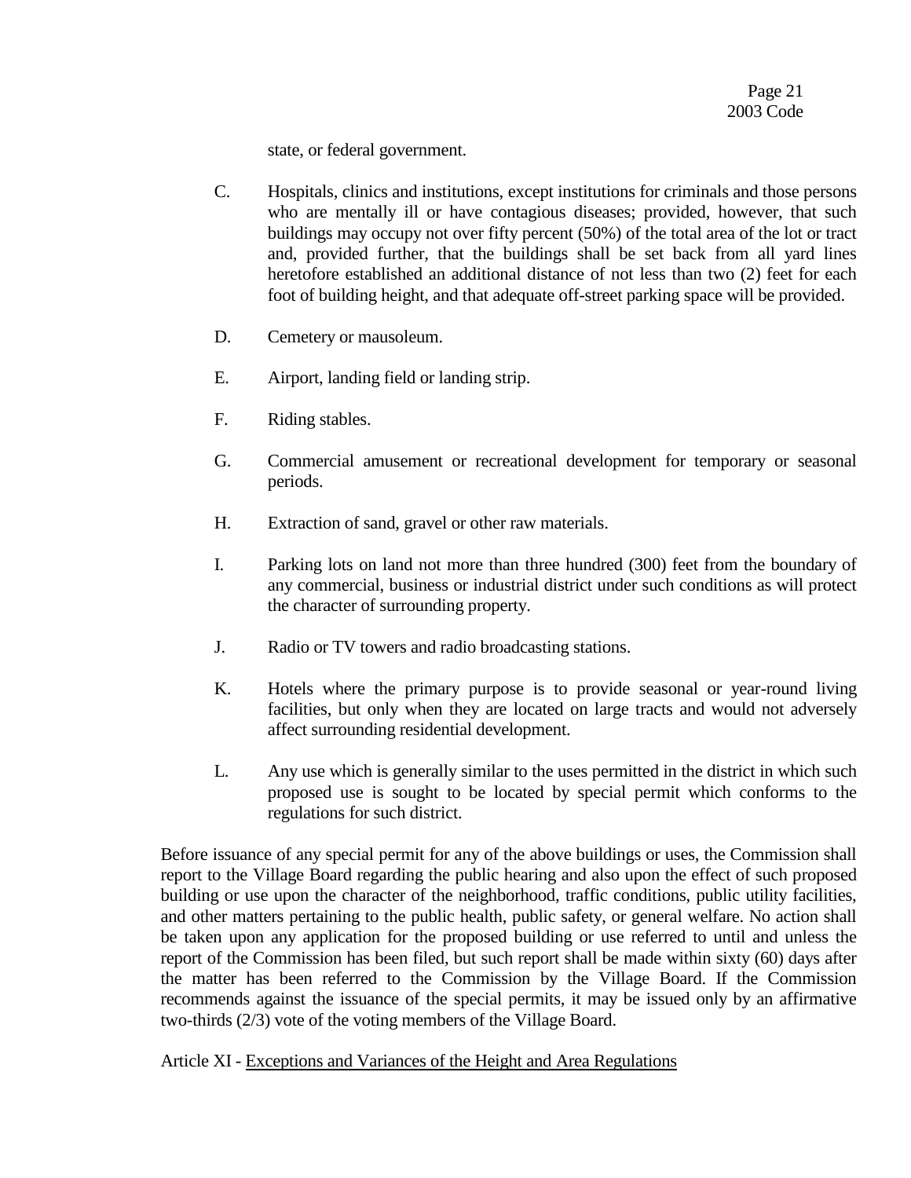state, or federal government.

C. Hospitals, clinics and institutions, except institutions for criminals and those persons who are mentally ill or have contagious diseases; provided, however, that such buildings may occupy not over fifty percent (50%) of the total area of the lot or tract and, provided further, that the buildings shall be set back from all yard lines heretofore established an additional distance of not less than two (2) feet for each foot of building height, and that adequate off-street parking space will be provided.

D. Cemetery or mausoleum.

E. Airport, landing field or landing strip.

F. Riding stables.

G. Commercial amusement or recreational development for temporary or seasonal periods.

H. Extraction of sand, gravel or other raw materials.

I. Parking lots on land not more than three hundred (300) feet from the boundary of any commercial, business or industrial district under such conditions as will protect the character of surrounding property.

J. Radio or TV towers and radio broadcasting stations.

K. Hotels where the primary purpose is to provide seasonal or year-round living facilities, but only when they are located on large tracts and would not adversely affect surrounding residential development.

L. Any use which is generally similar to the uses permitted in the district in which such proposed use is sought to be located by special permit which conforms to the regulations for such district.

Before issuance of any special permit for any of the above buildings or uses, the Commission shall report to the Village Board regarding the public hearing and also upon the effect of such proposed building or use upon the character of the neighborhood, traffic conditions, public utility facilities, and other matters pertaining to the public health, public safety, or general welfare. No action shall be taken upon any application for the proposed building or use referred to until and unless the report of the Commission has been filed, but such report shall be made within sixty (60) days after the matter has been referred to the Commission by the Village Board. If the Commission recommends against the issuance of the special permits, it may be issued only by an affirmative two-thirds (2/3) vote of the voting members of the Village Board.

Article XI - Exceptions and Variances of the Height and Area Regulations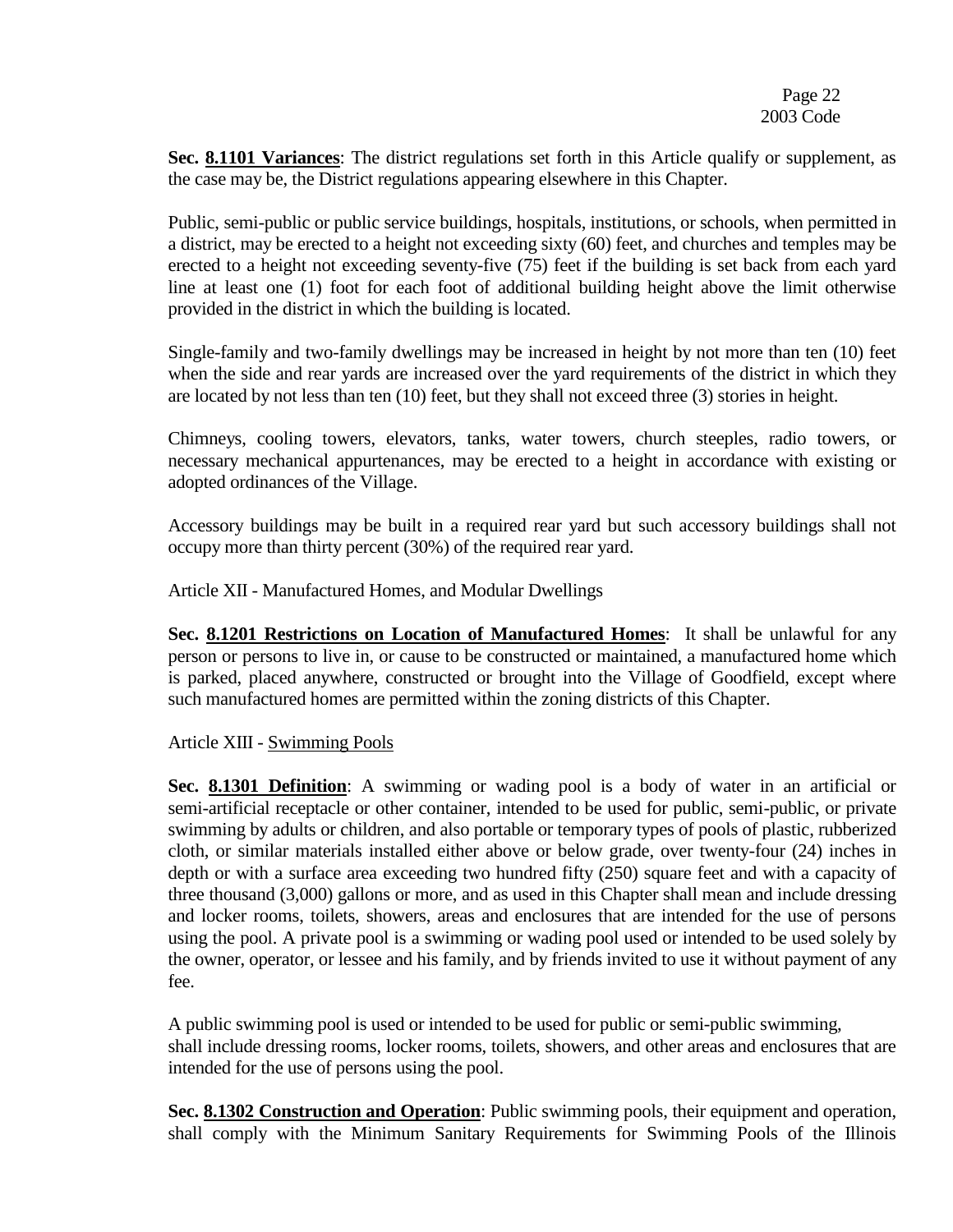**Sec. 8.1101 Variances**: The district regulations set forth in this Article qualify or supplement, as the case may be, the District regulations appearing elsewhere in this Chapter.

Public, semi-public or public service buildings, hospitals, institutions, or schools, when permitted in a district, may be erected to a height not exceeding sixty (60) feet, and churches and temples may be erected to a height not exceeding seventy-five (75) feet if the building is set back from each yard line at least one (1) foot for each foot of additional building height above the limit otherwise provided in the district in which the building is located.

Single-family and two-family dwellings may be increased in height by not more than ten (10) feet when the side and rear yards are increased over the yard requirements of the district in which they are located by not less than ten (10) feet, but they shall not exceed three (3) stories in height.

Chimneys, cooling towers, elevators, tanks, water towers, church steeples, radio towers, or necessary mechanical appurtenances, may be erected to a height in accordance with existing or adopted ordinances of the Village.

Accessory buildings may be built in a required rear yard but such accessory buildings shall not occupy more than thirty percent (30%) of the required rear yard.

Article XII - Manufactured Homes, and Modular Dwellings

**Sec. 8.1201 Restrictions on Location of Manufactured Homes**: It shall be unlawful for any person or persons to live in, or cause to be constructed or maintained, a manufactured home which is parked, placed anywhere, constructed or brought into the Village of Goodfield, except where such manufactured homes are permitted within the zoning districts of this Chapter.

Article XIII - Swimming Pools

**Sec. 8.1301 Definition**: A swimming or wading pool is a body of water in an artificial or semi-artificial receptacle or other container, intended to be used for public, semi-public, or private swimming by adults or children, and also portable or temporary types of pools of plastic, rubberized cloth, or similar materials installed either above or below grade, over twenty-four (24) inches in depth or with a surface area exceeding two hundred fifty (250) square feet and with a capacity of three thousand (3,000) gallons or more, and as used in this Chapter shall mean and include dressing and locker rooms, toilets, showers, areas and enclosures that are intended for the use of persons using the pool. A private pool is a swimming or wading pool used or intended to be used solely by the owner, operator, or lessee and his family, and by friends invited to use it without payment of any fee.

A public swimming pool is used or intended to be used for public or semi-public swimming, shall include dressing rooms, locker rooms, toilets, showers, and other areas and enclosures that are intended for the use of persons using the pool.

**Sec. 8.1302 Construction and Operation**: Public swimming pools, their equipment and operation, shall comply with the Minimum Sanitary Requirements for Swimming Pools of the Illinois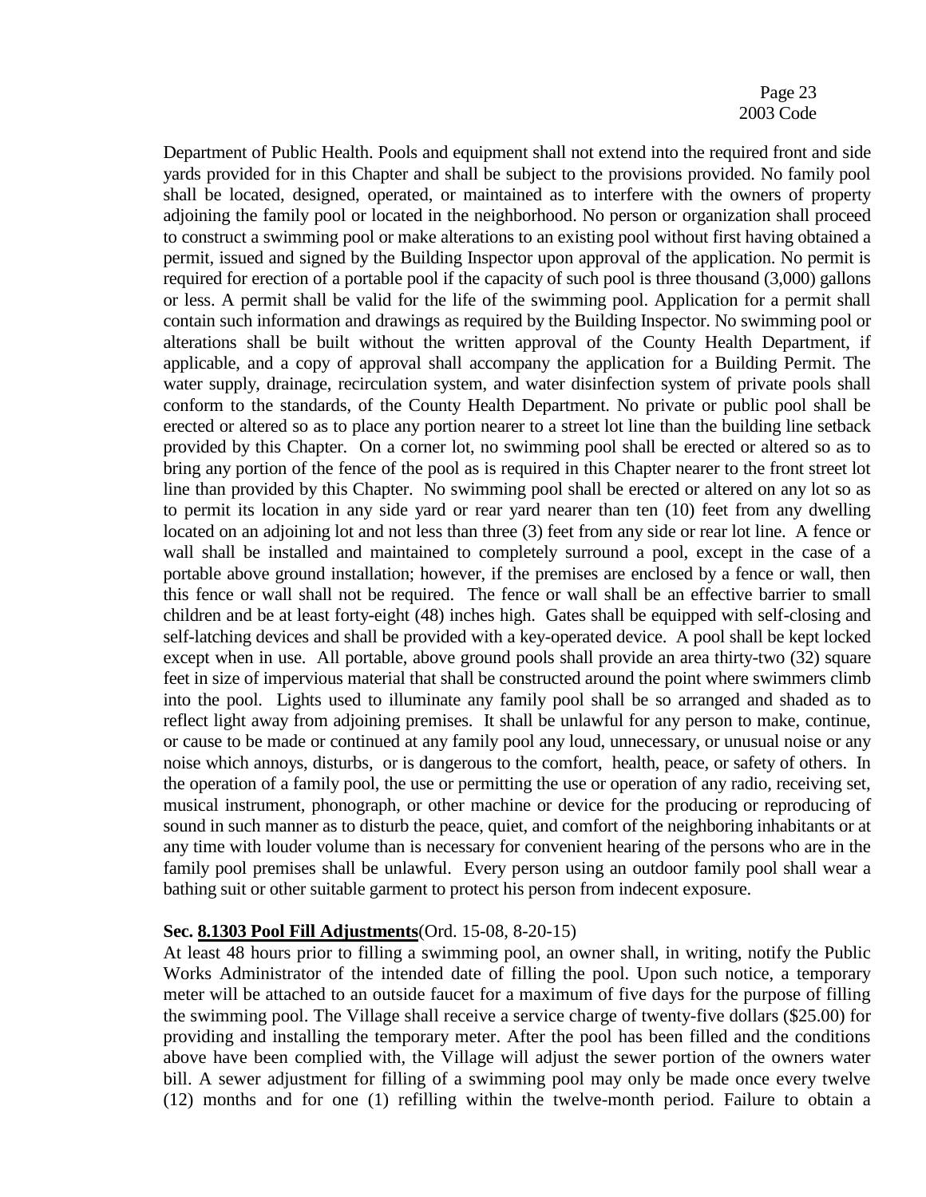Department of Public Health. Pools and equipment shall not extend into the required front and side yards provided for in this Chapter and shall be subject to the provisions provided. No family pool shall be located, designed, operated, or maintained as to interfere with the owners of property adjoining the family pool or located in the neighborhood. No person or organization shall proceed to construct a swimming pool or make alterations to an existing pool without first having obtained a permit, issued and signed by the Building Inspector upon approval of the application. No permit is required for erection of a portable pool if the capacity of such pool is three thousand (3,000) gallons or less. A permit shall be valid for the life of the swimming pool. Application for a permit shall contain such information and drawings as required by the Building Inspector. No swimming pool or alterations shall be built without the written approval of the County Health Department, if applicable, and a copy of approval shall accompany the application for a Building Permit. The water supply, drainage, recirculation system, and water disinfection system of private pools shall conform to the standards, of the County Health Department. No private or public pool shall be erected or altered so as to place any portion nearer to a street lot line than the building line setback provided by this Chapter. On a corner lot, no swimming pool shall be erected or altered so as to bring any portion of the fence of the pool as is required in this Chapter nearer to the front street lot line than provided by this Chapter. No swimming pool shall be erected or altered on any lot so as to permit its location in any side yard or rear yard nearer than ten (10) feet from any dwelling located on an adjoining lot and not less than three (3) feet from any side or rear lot line. A fence or wall shall be installed and maintained to completely surround a pool, except in the case of a portable above ground installation; however, if the premises are enclosed by a fence or wall, then this fence or wall shall not be required. The fence or wall shall be an effective barrier to small children and be at least forty-eight (48) inches high. Gates shall be equipped with self-closing and self-latching devices and shall be provided with a key-operated device. A pool shall be kept locked except when in use. All portable, above ground pools shall provide an area thirty-two (32) square feet in size of impervious material that shall be constructed around the point where swimmers climb into the pool. Lights used to illuminate any family pool shall be so arranged and shaded as to reflect light away from adjoining premises. It shall be unlawful for any person to make, continue, or cause to be made or continued at any family pool any loud, unnecessary, or unusual noise or any noise which annoys, disturbs, or is dangerous to the comfort, health, peace, or safety of others. In the operation of a family pool, the use or permitting the use or operation of any radio, receiving set, musical instrument, phonograph, or other machine or device for the producing or reproducing of sound in such manner as to disturb the peace, quiet, and comfort of the neighboring inhabitants or at any time with louder volume than is necessary for convenient hearing of the persons who are in the family pool premises shall be unlawful. Every person using an outdoor family pool shall wear a bathing suit or other suitable garment to protect his person from indecent exposure.

**Sec. 8.1303 Pool Fill Adjustments**(Ord. 15-08, 8-20-15)

At least 48 hours prior to filling a swimming pool, an owner shall, in writing, notify the Public Works Administrator of the intended date of filling the pool. Upon such notice, a temporary meter will be attached to an outside faucet for a maximum of five days for the purpose of filling the swimming pool. The Village shall receive a service charge of twenty-five dollars ($25.00) for providing and installing the temporary meter. After the pool has been filled and the conditions above have been complied with, the Village will adjust the sewer portion of the owners water bill. A sewer adjustment for filling of a swimming pool may only be made once every twelve (12) months and for one (1) refilling within the twelve-month period. Failure to obtain a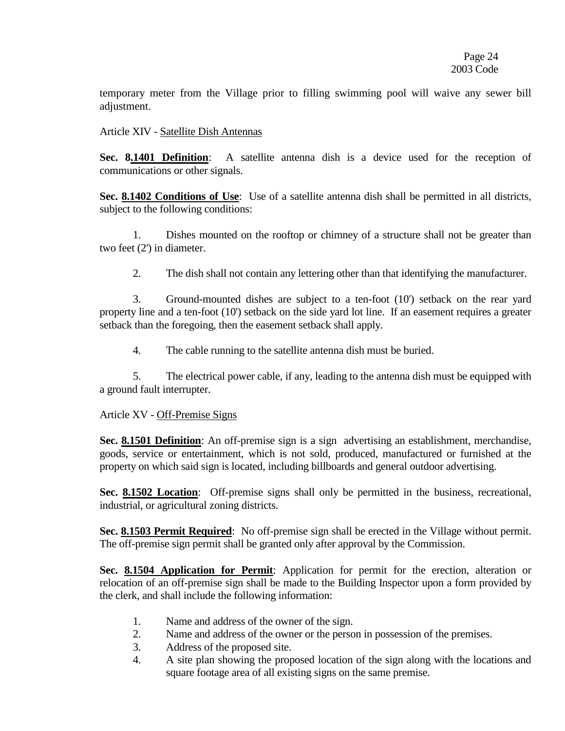temporary meter from the Village prior to filling swimming pool will waive any sewer bill adjustment.

Article XIV - Satellite Dish Antennas

**Sec. 8.1401 Definition**: A satellite antenna dish is a device used for the reception of communications or other signals.

**Sec. 8.1402 Conditions of Use**: Use of a satellite antenna dish shall be permitted in all districts, subject to the following conditions:

1. Dishes mounted on the rooftop or chimney of a structure shall not be greater than two feet (2') in diameter.

2. The dish shall not contain any lettering other than that identifying the manufacturer.

3. Ground-mounted dishes are subject to a ten-foot (10') setback on the rear yard property line and a ten-foot (10') setback on the side yard lot line. If an easement requires a greater setback than the foregoing, then the easement setback shall apply.

4. The cable running to the satellite antenna dish must be buried.

5. The electrical power cable, if any, leading to the antenna dish must be equipped with a ground fault interrupter.

Article XV - Off-Premise Signs

**Sec. 8.1501 Definition**: An off-premise sign is a sign advertising an establishment, merchandise, goods, service or entertainment, which is not sold, produced, manufactured or furnished at the property on which said sign is located, including billboards and general outdoor advertising.

**Sec. 8.1502 Location**: Off-premise signs shall only be permitted in the business, recreational, industrial, or agricultural zoning districts.

**Sec. 8.1503 Permit Required**: No off-premise sign shall be erected in the Village without permit. The off-premise sign permit shall be granted only after approval by the Commission.

**Sec. 8.1504 Application for Permit**: Application for permit for the erection, alteration or relocation of an off-premise sign shall be made to the Building Inspector upon a form provided by the clerk, and shall include the following information:

1. Name and address of the owner of the sign.
2. Name and address of the owner or the person in possession of the premises.
3. Address of the proposed site.
4. A site plan showing the proposed location of the sign along with the locations and square footage area of all existing signs on the same premise.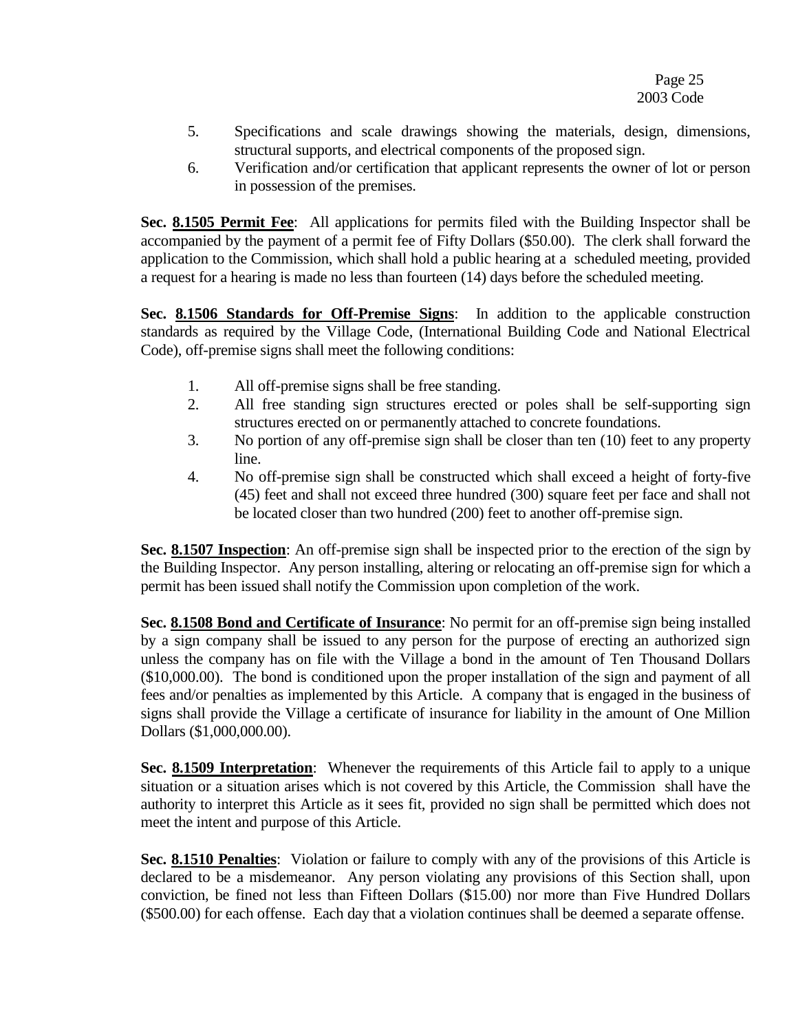5. Specifications and scale drawings showing the materials, design, dimensions, structural supports, and electrical components of the proposed sign.
6. Verification and/or certification that applicant represents the owner of lot or person in possession of the premises.

**Sec. 8.1505 Permit Fee**: All applications for permits filed with the Building Inspector shall be accompanied by the payment of a permit fee of Fifty Dollars ($50.00). The clerk shall forward the application to the Commission, which shall hold a public hearing at a scheduled meeting, provided a request for a hearing is made no less than fourteen (14) days before the scheduled meeting.

**Sec. 8.1506 Standards for Off-Premise Signs**: In addition to the applicable construction standards as required by the Village Code, (International Building Code and National Electrical Code), off-premise signs shall meet the following conditions:

1. All off-premise signs shall be free standing.
2. All free standing sign structures erected or poles shall be self-supporting sign structures erected on or permanently attached to concrete foundations.
3. No portion of any off-premise sign shall be closer than ten (10) feet to any property line.
4. No off-premise sign shall be constructed which shall exceed a height of forty-five (45) feet and shall not exceed three hundred (300) square feet per face and shall not be located closer than two hundred (200) feet to another off-premise sign.

**Sec. 8.1507 Inspection**: An off-premise sign shall be inspected prior to the erection of the sign by the Building Inspector. Any person installing, altering or relocating an off-premise sign for which a permit has been issued shall notify the Commission upon completion of the work.

**Sec. 8.1508 Bond and Certificate of Insurance**: No permit for an off-premise sign being installed by a sign company shall be issued to any person for the purpose of erecting an authorized sign unless the company has on file with the Village a bond in the amount of Ten Thousand Dollars ($10,000.00). The bond is conditioned upon the proper installation of the sign and payment of all fees and/or penalties as implemented by this Article. A company that is engaged in the business of signs shall provide the Village a certificate of insurance for liability in the amount of One Million Dollars ($1,000,000.00).

**Sec. 8.1509 Interpretation**: Whenever the requirements of this Article fail to apply to a unique situation or a situation arises which is not covered by this Article, the Commission shall have the authority to interpret this Article as it sees fit, provided no sign shall be permitted which does not meet the intent and purpose of this Article.

**Sec. 8.1510 Penalties**: Violation or failure to comply with any of the provisions of this Article is declared to be a misdemeanor. Any person violating any provisions of this Section shall, upon conviction, be fined not less than Fifteen Dollars ($15.00) nor more than Five Hundred Dollars ($500.00) for each offense. Each day that a violation continues shall be deemed a separate offense.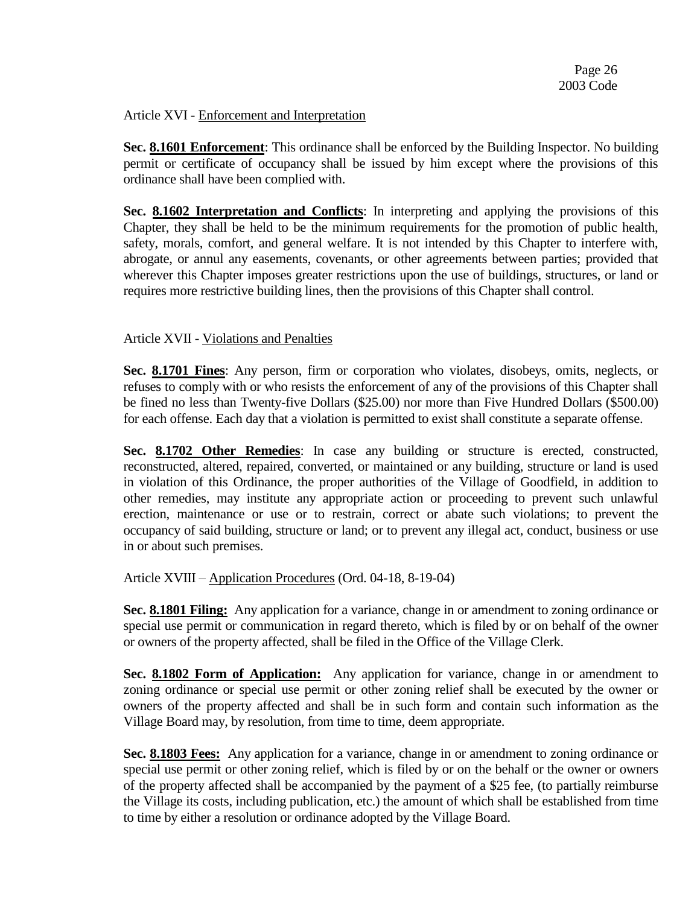Article XVI - Enforcement and Interpretation

**Sec. 8.1601 Enforcement**: This ordinance shall be enforced by the Building Inspector. No building permit or certificate of occupancy shall be issued by him except where the provisions of this ordinance shall have been complied with.

**Sec. 8.1602 Interpretation and Conflicts**: In interpreting and applying the provisions of this Chapter, they shall be held to be the minimum requirements for the promotion of public health, safety, morals, comfort, and general welfare. It is not intended by this Chapter to interfere with, abrogate, or annul any easements, covenants, or other agreements between parties; provided that wherever this Chapter imposes greater restrictions upon the use of buildings, structures, or land or requires more restrictive building lines, then the provisions of this Chapter shall control.

Article XVII - Violations and Penalties

**Sec. 8.1701 Fines**: Any person, firm or corporation who violates, disobeys, omits, neglects, or refuses to comply with or who resists the enforcement of any of the provisions of this Chapter shall be fined no less than Twenty-five Dollars ($25.00) nor more than Five Hundred Dollars ($500.00) for each offense. Each day that a violation is permitted to exist shall constitute a separate offense.

**Sec. 8.1702 Other Remedies**: In case any building or structure is erected, constructed, reconstructed, altered, repaired, converted, or maintained or any building, structure or land is used in violation of this Ordinance, the proper authorities of the Village of Goodfield, in addition to other remedies, may institute any appropriate action or proceeding to prevent such unlawful erection, maintenance or use or to restrain, correct or abate such violations; to prevent the occupancy of said building, structure or land; or to prevent any illegal act, conduct, business or use in or about such premises.

Article XVIII – Application Procedures (Ord. 04-18, 8-19-04)

**Sec. 8.1801 Filing:** Any application for a variance, change in or amendment to zoning ordinance or special use permit or communication in regard thereto, which is filed by or on behalf of the owner or owners of the property affected, shall be filed in the Office of the Village Clerk.

**Sec. 8.1802 Form of Application:** Any application for variance, change in or amendment to zoning ordinance or special use permit or other zoning relief shall be executed by the owner or owners of the property affected and shall be in such form and contain such information as the Village Board may, by resolution, from time to time, deem appropriate.

**Sec. 8.1803 Fees:** Any application for a variance, change in or amendment to zoning ordinance or special use permit or other zoning relief, which is filed by or on the behalf or the owner or owners of the property affected shall be accompanied by the payment of a $25 fee, (to partially reimburse the Village its costs, including publication, etc.) the amount of which shall be established from time to time by either a resolution or ordinance adopted by the Village Board.